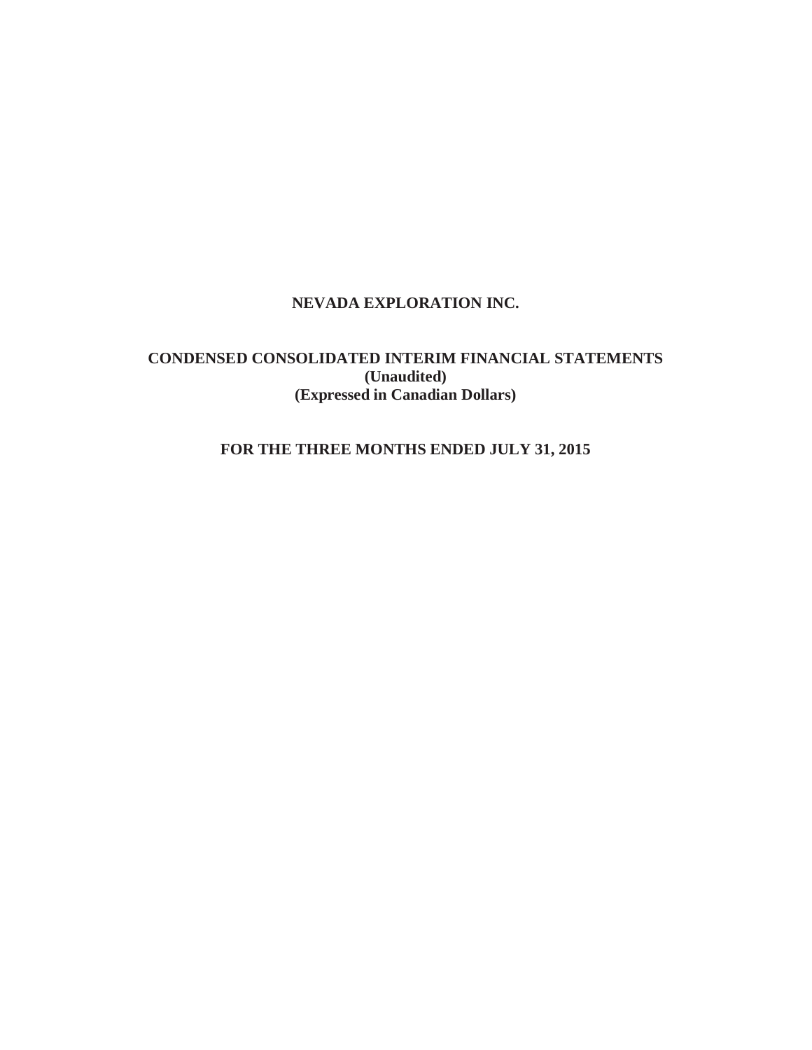# NEVADA EXPLORATION INC.

## CONDENSED CONSOLIDATED INTERIM FINANCIAL STATEMENTS

**(Unaudited)**

**(Expressed in Canadian Dollars)**

## FOR THE THREE MONTHS ENDED JULY 31, 2015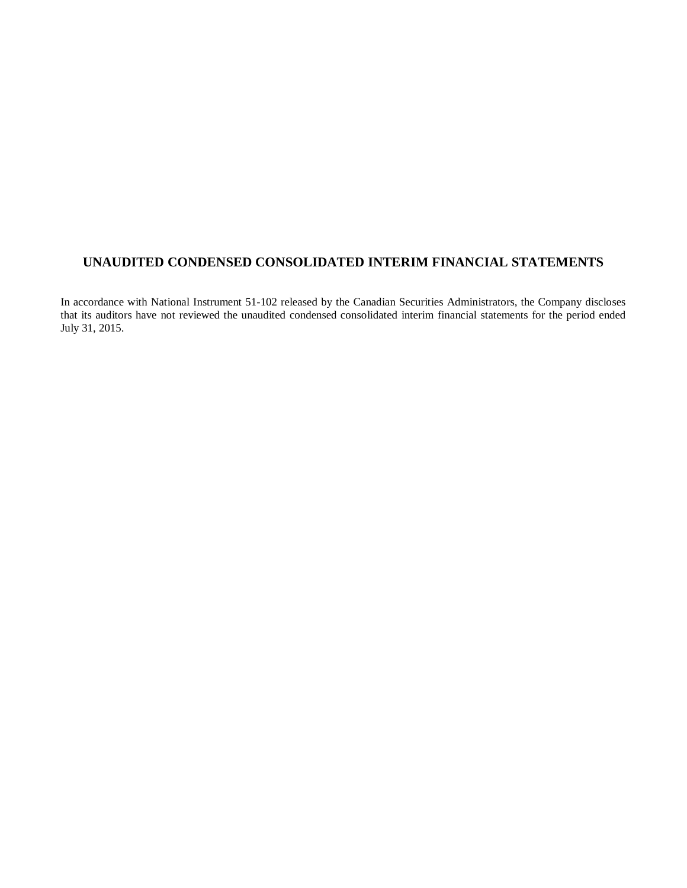# UNAUDITED CONDENSED CONSOLIDATED INTERIM FINANCIAL STATEMENTS

In accordance with National Instrument 51-102 released by the Canadian Securities Administrators, the Company discloses that its auditors have not reviewed the unaudited condensed consolidated interim financial statements for the period ended July 31, 2015.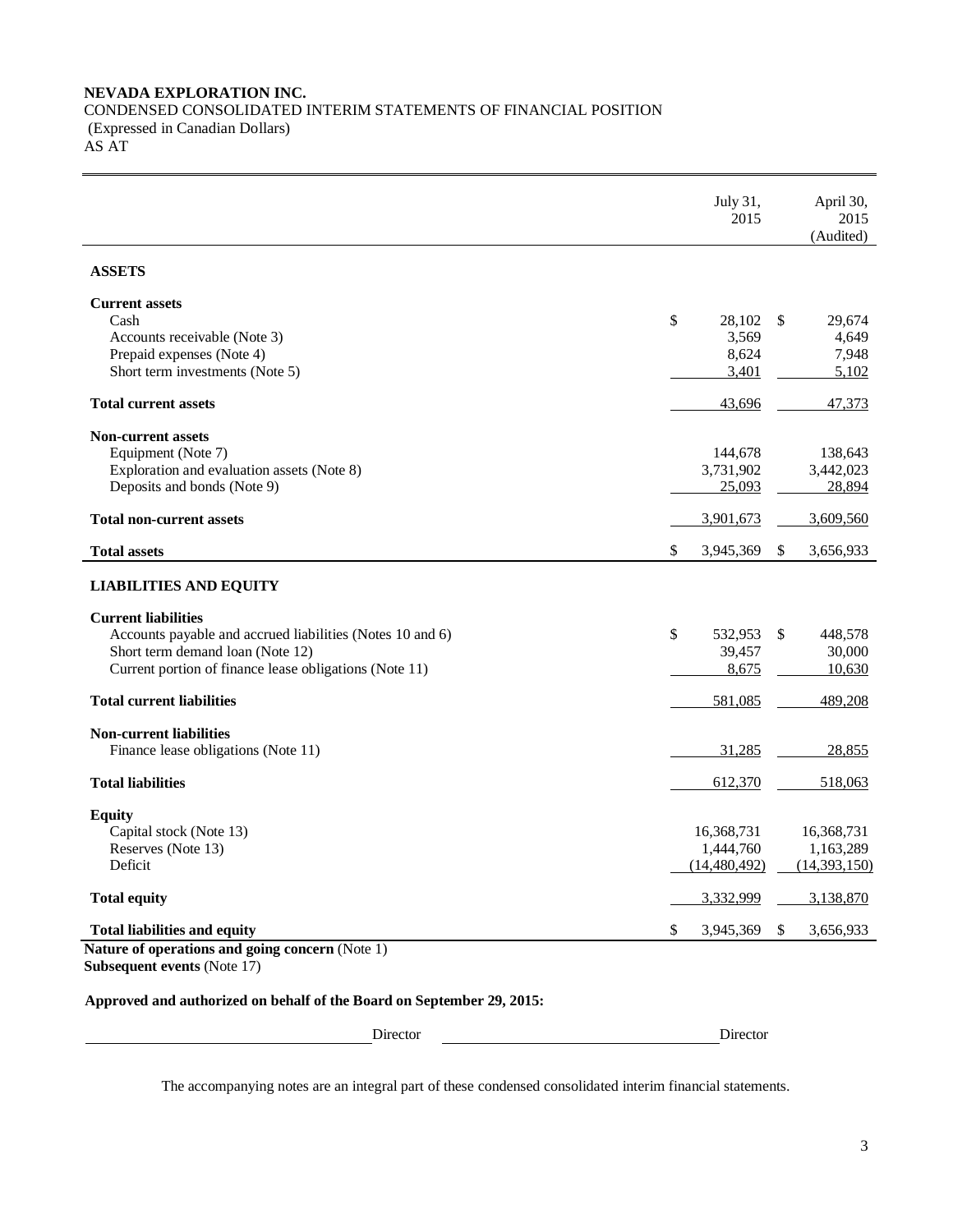**NEVADA EXPLORATION INC.**

CONDENSED CONSOLIDATED INTERIM STATEMENTS OF FINANCIAL POSITION

(Expressed in Canadian Dollars)

AS AT

| | July 31, 2015 | April 30, 2015 (Audited) |
|---|---|---|
| **ASSETS** | | |
| **Current assets** | | |
| Cash | $ 28,102 | $ 29,674 |
| Accounts receivable (Note 3) | 3,569 | 4,649 |
| Prepaid expenses (Note 4) | 8,624 | 7,948 |
| Short term investments (Note 5) | 3,401 | 5,102 |
| **Total current assets** | 43,696 | 47,373 |
| **Non-current assets** | | |
| Equipment (Note 7) | 144,678 | 138,643 |
| Exploration and evaluation assets (Note 8) | 3,731,902 | 3,442,023 |
| Deposits and bonds (Note 9) | 25,093 | 28,894 |
| **Total non-current assets** | 3,901,673 | 3,609,560 |
| **Total assets** | $ 3,945,369 | $ 3,656,933 |
| **LIABILITIES AND EQUITY** | | |
| **Current liabilities** | | |
| Accounts payable and accrued liabilities (Notes 10 and 6) | $ 532,953 | $ 448,578 |
| Short term demand loan (Note 12) | 39,457 | 30,000 |
| Current portion of finance lease obligations (Note 11) | 8,675 | 10,630 |
| **Total current liabilities** | 581,085 | 489,208 |
| **Non-current liabilities** | | |
| Finance lease obligations (Note 11) | 31,285 | 28,855 |
| **Total liabilities** | 612,370 | 518,063 |
| **Equity** | | |
| Capital stock (Note 13) | 16,368,731 | 16,368,731 |
| Reserves (Note 13) | 1,444,760 | 1,163,289 |
| Deficit | (14,480,492) | (14,393,150) |
| **Total equity** | 3,332,999 | 3,138,870 |
| **Total liabilities and equity** | $ 3,945,369 | $ 3,656,933 |

**Nature of operations and going concern** (Note 1)

**Subsequent events** (Note 17)

**Approved and authorized on behalf of the Board on September 29, 2015:**

Director　　　　Director

The accompanying notes are an integral part of these condensed consolidated interim financial statements.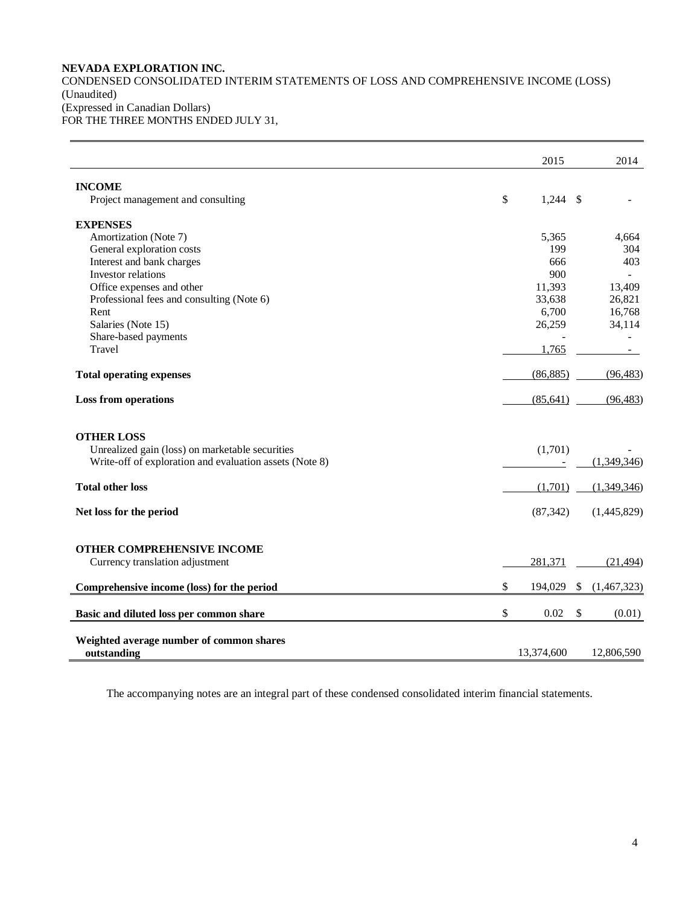**NEVADA EXPLORATION INC.**
CONDENSED CONSOLIDATED INTERIM STATEMENTS OF LOSS AND COMPREHENSIVE INCOME (LOSS)
(Unaudited)
(Expressed in Canadian Dollars)
FOR THE THREE MONTHS ENDED JULY 31,

| | 2015 | 2014 |
|---|---|---|
| **INCOME** | | |
| Project management and consulting | $ 1,244 | $ - |
| **EXPENSES** | | |
| Amortization (Note 7) | 5,365 | 4,664 |
| General exploration costs | 199 | 304 |
| Interest and bank charges | 666 | 403 |
| Investor relations | 900 | - |
| Office expenses and other | 11,393 | 13,409 |
| Professional fees and consulting (Note 6) | 33,638 | 26,821 |
| Rent | 6,700 | 16,768 |
| Salaries (Note 15) | 26,259 | 34,114 |
| Share-based payments | - | - |
| Travel | 1,765 | - |
| **Total operating expenses** | (86,885) | (96,483) |
| **Loss from operations** | (85,641) | (96,483) |
| **OTHER LOSS** | | |
| Unrealized gain (loss) on marketable securities | (1,701) | - |
| Write-off of exploration and evaluation assets (Note 8) | - | (1,349,346) |
| **Total other loss** | (1,701) | (1,349,346) |
| **Net loss for the period** | (87,342) | (1,445,829) |
| **OTHER COMPREHENSIVE INCOME** | | |
| Currency translation adjustment | 281,371 | (21,494) |
| **Comprehensive income (loss) for the period** | $ 194,029 | $ (1,467,323) |
| **Basic and diluted loss per common share** | $ 0.02 | $ (0.01) |
| **Weighted average number of common shares outstanding** | 13,374,600 | 12,806,590 |

The accompanying notes are an integral part of these condensed consolidated interim financial statements.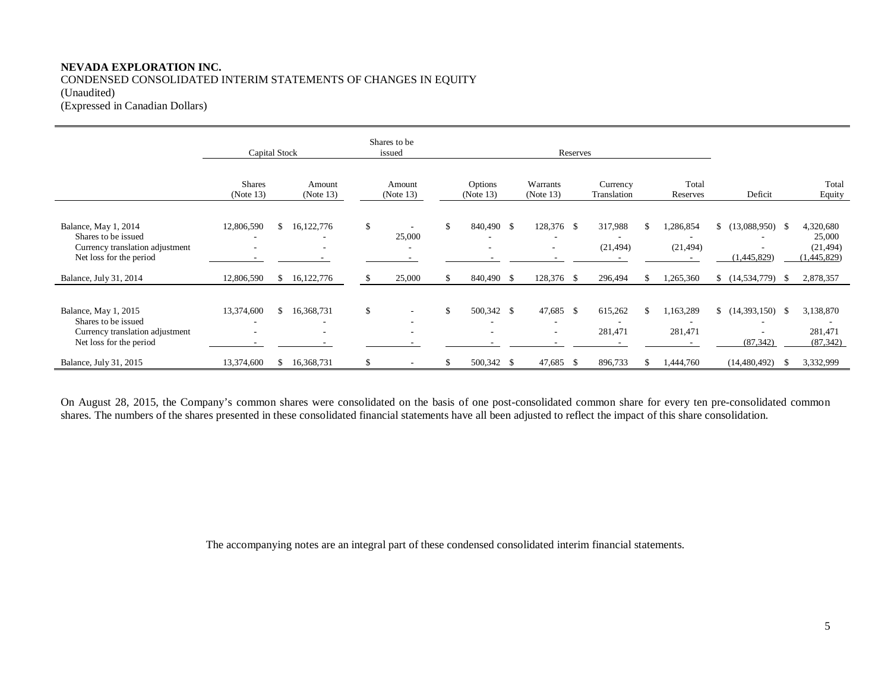**NEVADA EXPLORATION INC.**
CONDENSED CONSOLIDATED INTERIM STATEMENTS OF CHANGES IN EQUITY
(Unaudited)
(Expressed in Canadian Dollars)

| | Capital Stock | | Shares to be issued | Reserves | | | | | |
|---|---|---|---|---|---|---|---|---|---|
| | Shares (Note 13) | Amount (Note 13) | Amount (Note 13) | Options (Note 13) | Warrants (Note 13) | Currency Translation | Total Reserves | Deficit | Total Equity |
| Balance, May 1, 2014 | 12,806,590 | $ 16,122,776 | $ - | $ 840,490 | $ 128,376 | $ 317,988 | $ 1,286,854 | $ (13,088,950) | $ 4,320,680 |
| Shares to be issued | - | - | 25,000 | - | - | - | - | - | 25,000 |
| Currency translation adjustment | - | - | - | - | - | (21,494) | (21,494) | - | (21,494) |
| Net loss for the period | - | - | - | - | - | - | - | (1,445,829) | (1,445,829) |
| Balance, July 31, 2014 | 12,806,590 | $ 16,122,776 | $ 25,000 | $ 840,490 | $ 128,376 | $ 296,494 | $ 1,265,360 | $ (14,534,779) | $ 2,878,357 |
| | | | | | | | | | |
| Balance, May 1, 2015 | 13,374,600 | $ 16,368,731 | $ - | $ 500,342 | $ 47,685 | $ 615,262 | $ 1,163,289 | $ (14,393,150) | $ 3,138,870 |
| Shares to be issued | - | - | - | - | - | - | - | - | - |
| Currency translation adjustment | - | - | - | - | - | 281,471 | 281,471 | - | 281,471 |
| Net loss for the period | - | - | - | - | - | - | - | (87,342) | (87,342) |
| Balance, July 31, 2015 | 13,374,600 | $ 16,368,731 | $ - | $ 500,342 | $ 47,685 | $ 896,733 | $ 1,444,760 | (14,480,492) | $ 3,332,999 |

On August 28, 2015, the Company's common shares were consolidated on the basis of one post-consolidated common share for every ten pre-consolidated common shares. The numbers of the shares presented in these consolidated financial statements have all been adjusted to reflect the impact of this share consolidation.

The accompanying notes are an integral part of these condensed consolidated interim financial statements.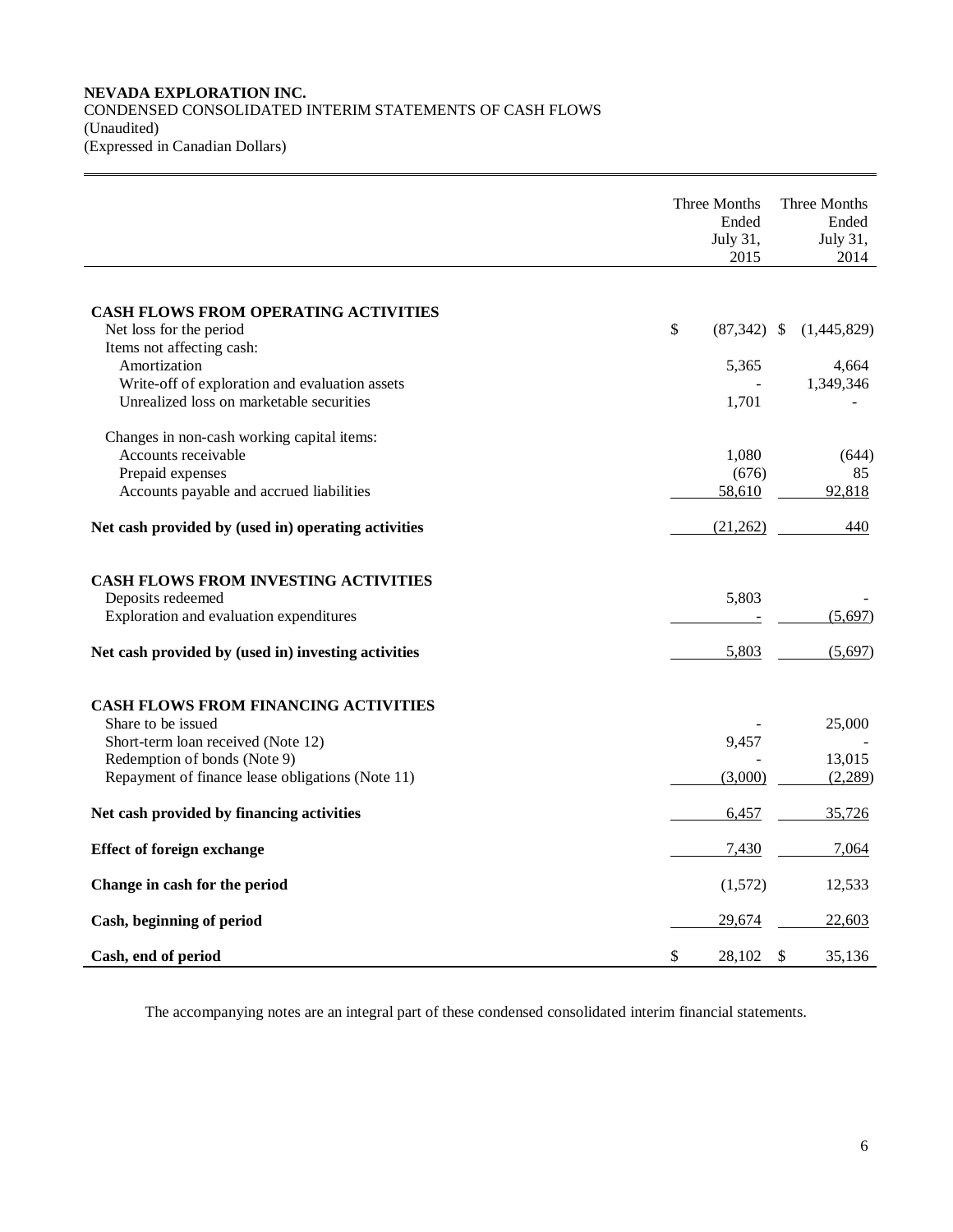**NEVADA EXPLORATION INC.**
CONDENSED CONSOLIDATED INTERIM STATEMENTS OF CASH FLOWS
(Unaudited)
(Expressed in Canadian Dollars)

| | Three Months Ended July 31, 2015 | Three Months Ended July 31, 2014 |
|---|---|---|
| **CASH FLOWS FROM OPERATING ACTIVITIES** | | |
| Net loss for the period | $ (87,342) | $ (1,445,829) |
| Items not affecting cash: | | |
| Amortization | 5,365 | 4,664 |
| Write-off of exploration and evaluation assets | - | 1,349,346 |
| Unrealized loss on marketable securities | 1,701 | - |
| Changes in non-cash working capital items: | | |
| Accounts receivable | 1,080 | (644) |
| Prepaid expenses | (676) | 85 |
| Accounts payable and accrued liabilities | 58,610 | 92,818 |
| **Net cash provided by (used in) operating activities** | (21,262) | 440 |
| **CASH FLOWS FROM INVESTING ACTIVITIES** | | |
| Deposits redeemed | 5,803 | - |
| Exploration and evaluation expenditures | - | (5,697) |
| **Net cash provided by (used in) investing activities** | 5,803 | (5,697) |
| **CASH FLOWS FROM FINANCING ACTIVITIES** | | |
| Share to be issued | - | 25,000 |
| Short-term loan received (Note 12) | 9,457 | - |
| Redemption of bonds (Note 9) | - | 13,015 |
| Repayment of finance lease obligations (Note 11) | (3,000) | (2,289) |
| **Net cash provided by financing activities** | 6,457 | 35,726 |
| **Effect of foreign exchange** | 7,430 | 7,064 |
| **Change in cash for the period** | (1,572) | 12,533 |
| **Cash, beginning of period** | 29,674 | 22,603 |
| **Cash, end of period** | $ 28,102 | $ 35,136 |

The accompanying notes are an integral part of these condensed consolidated interim financial statements.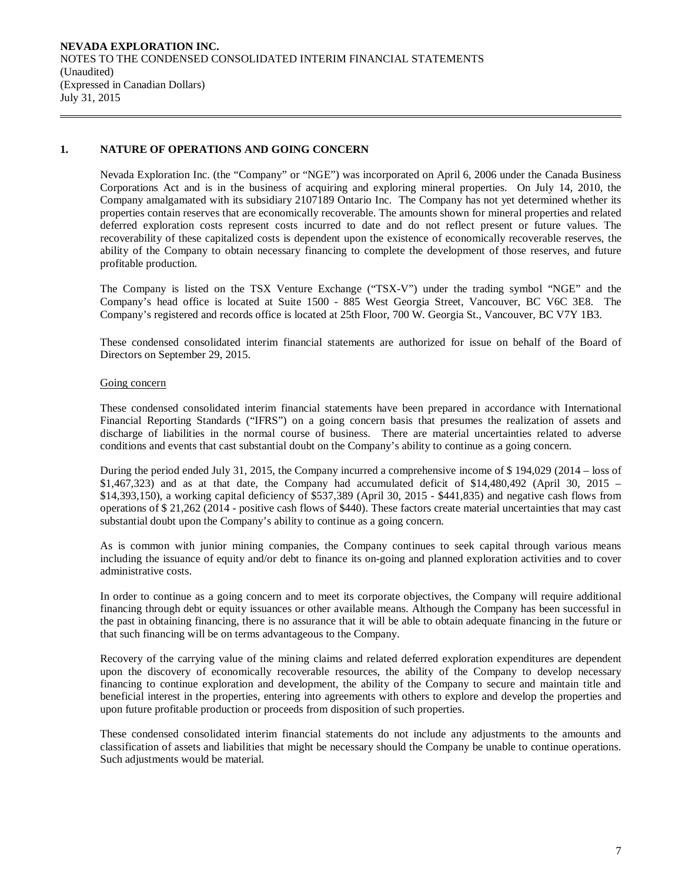## 1. NATURE OF OPERATIONS AND GOING CONCERN

Nevada Exploration Inc. (the "Company" or "NGE") was incorporated on April 6, 2006 under the Canada Business Corporations Act and is in the business of acquiring and exploring mineral properties. On July 14, 2010, the Company amalgamated with its subsidiary 2107189 Ontario Inc. The Company has not yet determined whether its properties contain reserves that are economically recoverable. The amounts shown for mineral properties and related deferred exploration costs represent costs incurred to date and do not reflect present or future values. The recoverability of these capitalized costs is dependent upon the existence of economically recoverable reserves, the ability of the Company to obtain necessary financing to complete the development of those reserves, and future profitable production.

The Company is listed on the TSX Venture Exchange ("TSX-V") under the trading symbol "NGE" and the Company's head office is located at Suite 1500 - 885 West Georgia Street, Vancouver, BC V6C 3E8. The Company's registered and records office is located at 25th Floor, 700 W. Georgia St., Vancouver, BC V7Y 1B3.

These condensed consolidated interim financial statements are authorized for issue on behalf of the Board of Directors on September 29, 2015.

Going concern

These condensed consolidated interim financial statements have been prepared in accordance with International Financial Reporting Standards ("IFRS") on a going concern basis that presumes the realization of assets and discharge of liabilities in the normal course of business. There are material uncertainties related to adverse conditions and events that cast substantial doubt on the Company's ability to continue as a going concern.

During the period ended July 31, 2015, the Company incurred a comprehensive income of $ 194,029 (2014 – loss of $1,467,323) and as at that date, the Company had accumulated deficit of $14,480,492 (April 30, 2015 – $14,393,150), a working capital deficiency of $537,389 (April 30, 2015 - $441,835) and negative cash flows from operations of $ 21,262 (2014 - positive cash flows of $440). These factors create material uncertainties that may cast substantial doubt upon the Company's ability to continue as a going concern.

As is common with junior mining companies, the Company continues to seek capital through various means including the issuance of equity and/or debt to finance its on-going and planned exploration activities and to cover administrative costs.

In order to continue as a going concern and to meet its corporate objectives, the Company will require additional financing through debt or equity issuances or other available means. Although the Company has been successful in the past in obtaining financing, there is no assurance that it will be able to obtain adequate financing in the future or that such financing will be on terms advantageous to the Company.

Recovery of the carrying value of the mining claims and related deferred exploration expenditures are dependent upon the discovery of economically recoverable resources, the ability of the Company to develop necessary financing to continue exploration and development, the ability of the Company to secure and maintain title and beneficial interest in the properties, entering into agreements with others to explore and develop the properties and upon future profitable production or proceeds from disposition of such properties.

These condensed consolidated interim financial statements do not include any adjustments to the amounts and classification of assets and liabilities that might be necessary should the Company be unable to continue operations. Such adjustments would be material.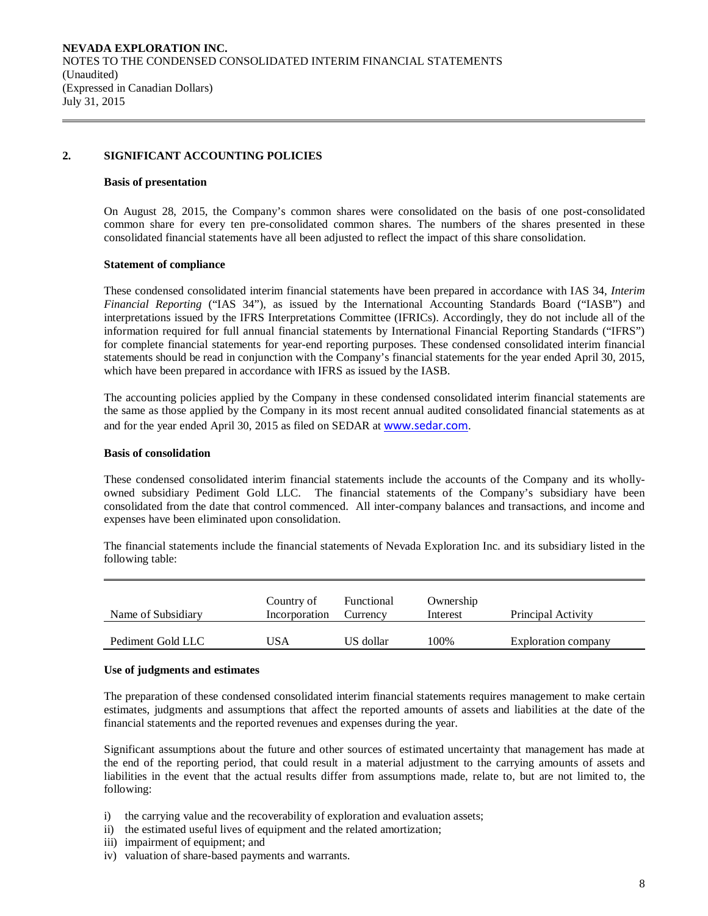## 2. SIGNIFICANT ACCOUNTING POLICIES

### Basis of presentation

On August 28, 2015, the Company's common shares were consolidated on the basis of one post-consolidated common share for every ten pre-consolidated common shares. The numbers of the shares presented in these consolidated financial statements have all been adjusted to reflect the impact of this share consolidation.

### Statement of compliance

These condensed consolidated interim financial statements have been prepared in accordance with IAS 34, *Interim Financial Reporting* ("IAS 34"), as issued by the International Accounting Standards Board ("IASB") and interpretations issued by the IFRS Interpretations Committee (IFRICs). Accordingly, they do not include all of the information required for full annual financial statements by International Financial Reporting Standards ("IFRS") for complete financial statements for year-end reporting purposes. These condensed consolidated interim financial statements should be read in conjunction with the Company's financial statements for the year ended April 30, 2015, which have been prepared in accordance with IFRS as issued by the IASB.

The accounting policies applied by the Company in these condensed consolidated interim financial statements are the same as those applied by the Company in its most recent annual audited consolidated financial statements as at and for the year ended April 30, 2015 as filed on SEDAR at www.sedar.com.

### Basis of consolidation

These condensed consolidated interim financial statements include the accounts of the Company and its wholly-owned subsidiary Pediment Gold LLC. The financial statements of the Company's subsidiary have been consolidated from the date that control commenced. All inter-company balances and transactions, and income and expenses have been eliminated upon consolidation.

The financial statements include the financial statements of Nevada Exploration Inc. and its subsidiary listed in the following table:

| Name of Subsidiary | Country of Incorporation | Functional Currency | Ownership Interest | Principal Activity |
|---|---|---|---|---|
| Pediment Gold LLC | USA | US dollar | 100% | Exploration company |

### Use of judgments and estimates

The preparation of these condensed consolidated interim financial statements requires management to make certain estimates, judgments and assumptions that affect the reported amounts of assets and liabilities at the date of the financial statements and the reported revenues and expenses during the year.

Significant assumptions about the future and other sources of estimated uncertainty that management has made at the end of the reporting period, that could result in a material adjustment to the carrying amounts of assets and liabilities in the event that the actual results differ from assumptions made, relate to, but are not limited to, the following:

i) the carrying value and the recoverability of exploration and evaluation assets;
ii) the estimated useful lives of equipment and the related amortization;
iii) impairment of equipment; and
iv) valuation of share-based payments and warrants.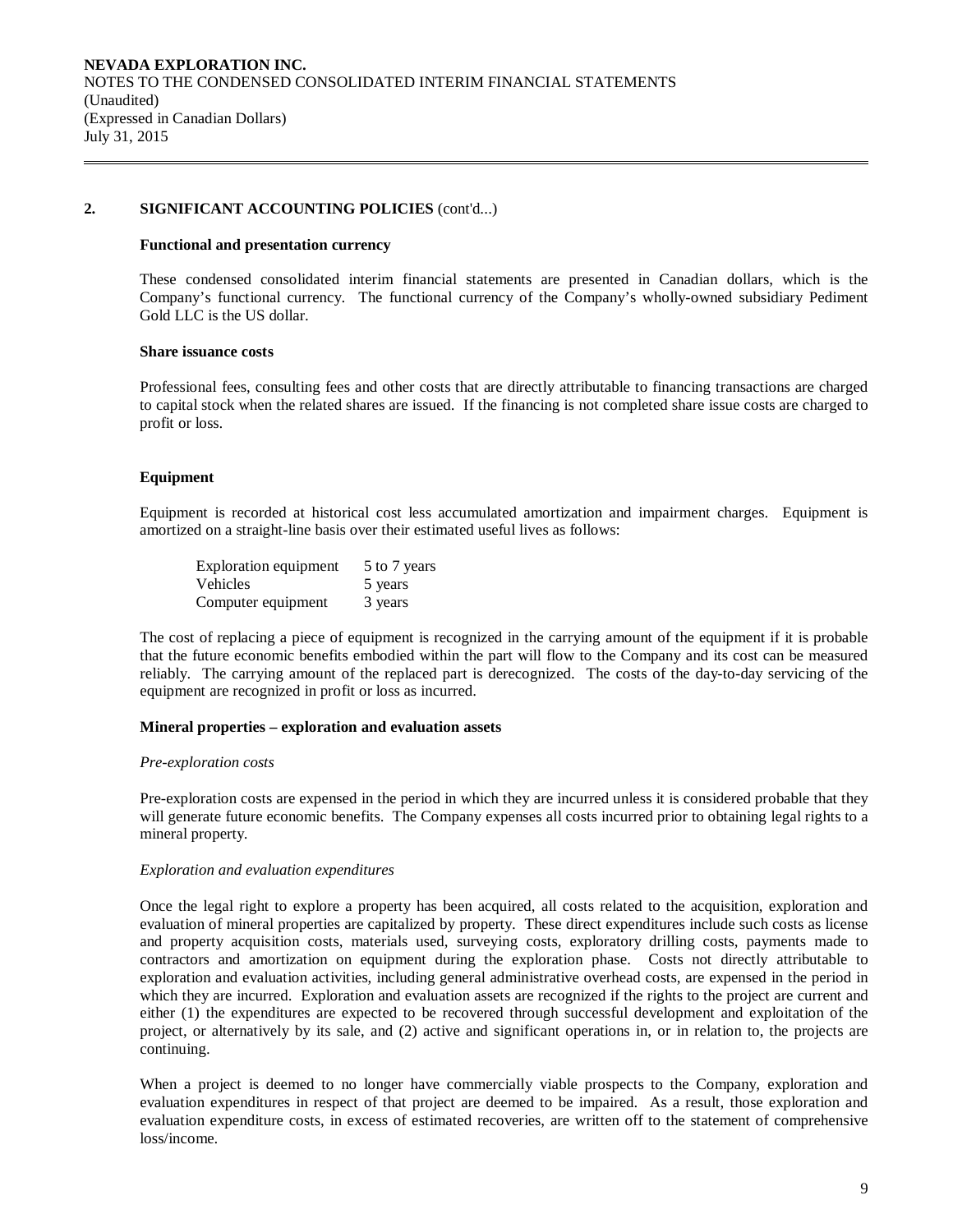## 2. SIGNIFICANT ACCOUNTING POLICIES (cont'd...)

**Functional and presentation currency**

These condensed consolidated interim financial statements are presented in Canadian dollars, which is the Company's functional currency. The functional currency of the Company's wholly-owned subsidiary Pediment Gold LLC is the US dollar.

**Share issuance costs**

Professional fees, consulting fees and other costs that are directly attributable to financing transactions are charged to capital stock when the related shares are issued. If the financing is not completed share issue costs are charged to profit or loss.

**Equipment**

Equipment is recorded at historical cost less accumulated amortization and impairment charges. Equipment is amortized on a straight-line basis over their estimated useful lives as follows:

| | |
|---|---|
| Exploration equipment | 5 to 7 years |
| Vehicles | 5 years |
| Computer equipment | 3 years |

The cost of replacing a piece of equipment is recognized in the carrying amount of the equipment if it is probable that the future economic benefits embodied within the part will flow to the Company and its cost can be measured reliably. The carrying amount of the replaced part is derecognized. The costs of the day-to-day servicing of the equipment are recognized in profit or loss as incurred.

**Mineral properties – exploration and evaluation assets**

*Pre-exploration costs*

Pre-exploration costs are expensed in the period in which they are incurred unless it is considered probable that they will generate future economic benefits. The Company expenses all costs incurred prior to obtaining legal rights to a mineral property.

*Exploration and evaluation expenditures*

Once the legal right to explore a property has been acquired, all costs related to the acquisition, exploration and evaluation of mineral properties are capitalized by property. These direct expenditures include such costs as license and property acquisition costs, materials used, surveying costs, exploratory drilling costs, payments made to contractors and amortization on equipment during the exploration phase. Costs not directly attributable to exploration and evaluation activities, including general administrative overhead costs, are expensed in the period in which they are incurred. Exploration and evaluation assets are recognized if the rights to the project are current and either (1) the expenditures are expected to be recovered through successful development and exploitation of the project, or alternatively by its sale, and (2) active and significant operations in, or in relation to, the projects are continuing.

When a project is deemed to no longer have commercially viable prospects to the Company, exploration and evaluation expenditures in respect of that project are deemed to be impaired. As a result, those exploration and evaluation expenditure costs, in excess of estimated recoveries, are written off to the statement of comprehensive loss/income.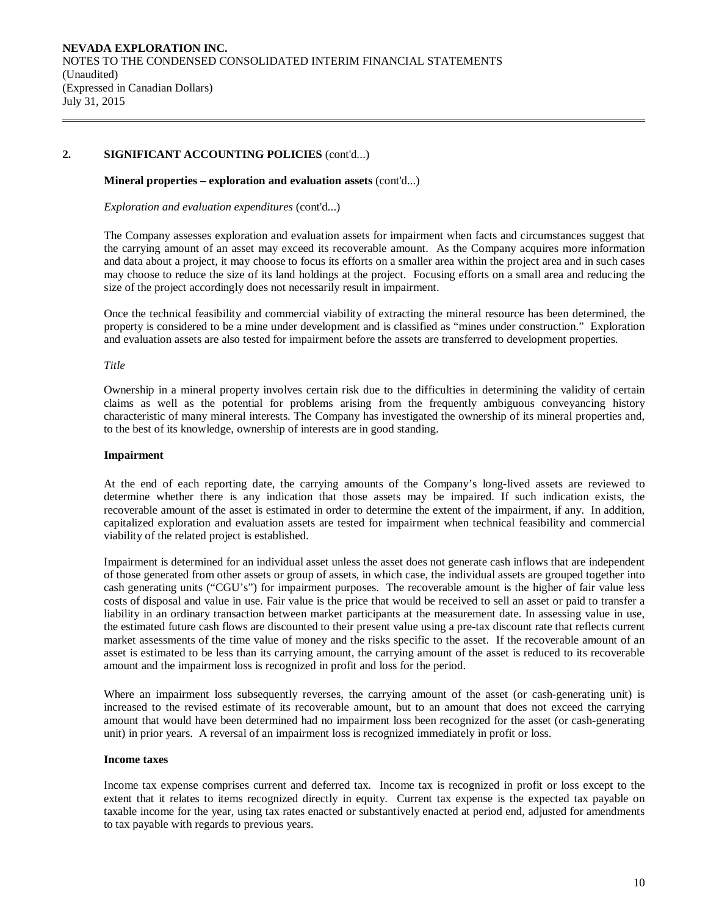## 2. SIGNIFICANT ACCOUNTING POLICIES (cont'd...)

### Mineral properties – exploration and evaluation assets (cont'd...)

*Exploration and evaluation expenditures* (cont'd...)

The Company assesses exploration and evaluation assets for impairment when facts and circumstances suggest that the carrying amount of an asset may exceed its recoverable amount. As the Company acquires more information and data about a project, it may choose to focus its efforts on a smaller area within the project area and in such cases may choose to reduce the size of its land holdings at the project. Focusing efforts on a small area and reducing the size of the project accordingly does not necessarily result in impairment.

Once the technical feasibility and commercial viability of extracting the mineral resource has been determined, the property is considered to be a mine under development and is classified as "mines under construction." Exploration and evaluation assets are also tested for impairment before the assets are transferred to development properties.

*Title*

Ownership in a mineral property involves certain risk due to the difficulties in determining the validity of certain claims as well as the potential for problems arising from the frequently ambiguous conveyancing history characteristic of many mineral interests. The Company has investigated the ownership of its mineral properties and, to the best of its knowledge, ownership of interests are in good standing.

### Impairment

At the end of each reporting date, the carrying amounts of the Company's long-lived assets are reviewed to determine whether there is any indication that those assets may be impaired. If such indication exists, the recoverable amount of the asset is estimated in order to determine the extent of the impairment, if any. In addition, capitalized exploration and evaluation assets are tested for impairment when technical feasibility and commercial viability of the related project is established.

Impairment is determined for an individual asset unless the asset does not generate cash inflows that are independent of those generated from other assets or group of assets, in which case, the individual assets are grouped together into cash generating units ("CGU's") for impairment purposes. The recoverable amount is the higher of fair value less costs of disposal and value in use. Fair value is the price that would be received to sell an asset or paid to transfer a liability in an ordinary transaction between market participants at the measurement date. In assessing value in use, the estimated future cash flows are discounted to their present value using a pre-tax discount rate that reflects current market assessments of the time value of money and the risks specific to the asset. If the recoverable amount of an asset is estimated to be less than its carrying amount, the carrying amount of the asset is reduced to its recoverable amount and the impairment loss is recognized in profit and loss for the period.

Where an impairment loss subsequently reverses, the carrying amount of the asset (or cash-generating unit) is increased to the revised estimate of its recoverable amount, but to an amount that does not exceed the carrying amount that would have been determined had no impairment loss been recognized for the asset (or cash-generating unit) in prior years. A reversal of an impairment loss is recognized immediately in profit or loss.

### Income taxes

Income tax expense comprises current and deferred tax. Income tax is recognized in profit or loss except to the extent that it relates to items recognized directly in equity. Current tax expense is the expected tax payable on taxable income for the year, using tax rates enacted or substantively enacted at period end, adjusted for amendments to tax payable with regards to previous years.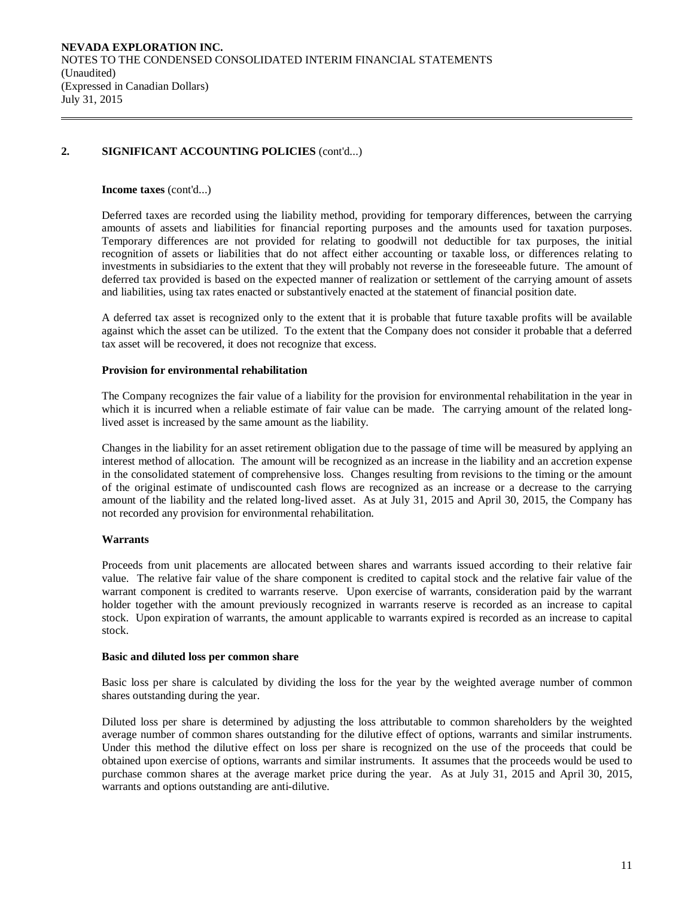## 2. SIGNIFICANT ACCOUNTING POLICIES (cont'd...)

**Income taxes** (cont'd...)

Deferred taxes are recorded using the liability method, providing for temporary differences, between the carrying amounts of assets and liabilities for financial reporting purposes and the amounts used for taxation purposes. Temporary differences are not provided for relating to goodwill not deductible for tax purposes, the initial recognition of assets or liabilities that do not affect either accounting or taxable loss, or differences relating to investments in subsidiaries to the extent that they will probably not reverse in the foreseeable future. The amount of deferred tax provided is based on the expected manner of realization or settlement of the carrying amount of assets and liabilities, using tax rates enacted or substantively enacted at the statement of financial position date.

A deferred tax asset is recognized only to the extent that it is probable that future taxable profits will be available against which the asset can be utilized. To the extent that the Company does not consider it probable that a deferred tax asset will be recovered, it does not recognize that excess.

**Provision for environmental rehabilitation**

The Company recognizes the fair value of a liability for the provision for environmental rehabilitation in the year in which it is incurred when a reliable estimate of fair value can be made. The carrying amount of the related long-lived asset is increased by the same amount as the liability.

Changes in the liability for an asset retirement obligation due to the passage of time will be measured by applying an interest method of allocation. The amount will be recognized as an increase in the liability and an accretion expense in the consolidated statement of comprehensive loss. Changes resulting from revisions to the timing or the amount of the original estimate of undiscounted cash flows are recognized as an increase or a decrease to the carrying amount of the liability and the related long-lived asset. As at July 31, 2015 and April 30, 2015, the Company has not recorded any provision for environmental rehabilitation.

**Warrants**

Proceeds from unit placements are allocated between shares and warrants issued according to their relative fair value. The relative fair value of the share component is credited to capital stock and the relative fair value of the warrant component is credited to warrants reserve. Upon exercise of warrants, consideration paid by the warrant holder together with the amount previously recognized in warrants reserve is recorded as an increase to capital stock. Upon expiration of warrants, the amount applicable to warrants expired is recorded as an increase to capital stock.

**Basic and diluted loss per common share**

Basic loss per share is calculated by dividing the loss for the year by the weighted average number of common shares outstanding during the year.

Diluted loss per share is determined by adjusting the loss attributable to common shareholders by the weighted average number of common shares outstanding for the dilutive effect of options, warrants and similar instruments. Under this method the dilutive effect on loss per share is recognized on the use of the proceeds that could be obtained upon exercise of options, warrants and similar instruments. It assumes that the proceeds would be used to purchase common shares at the average market price during the year. As at July 31, 2015 and April 30, 2015, warrants and options outstanding are anti-dilutive.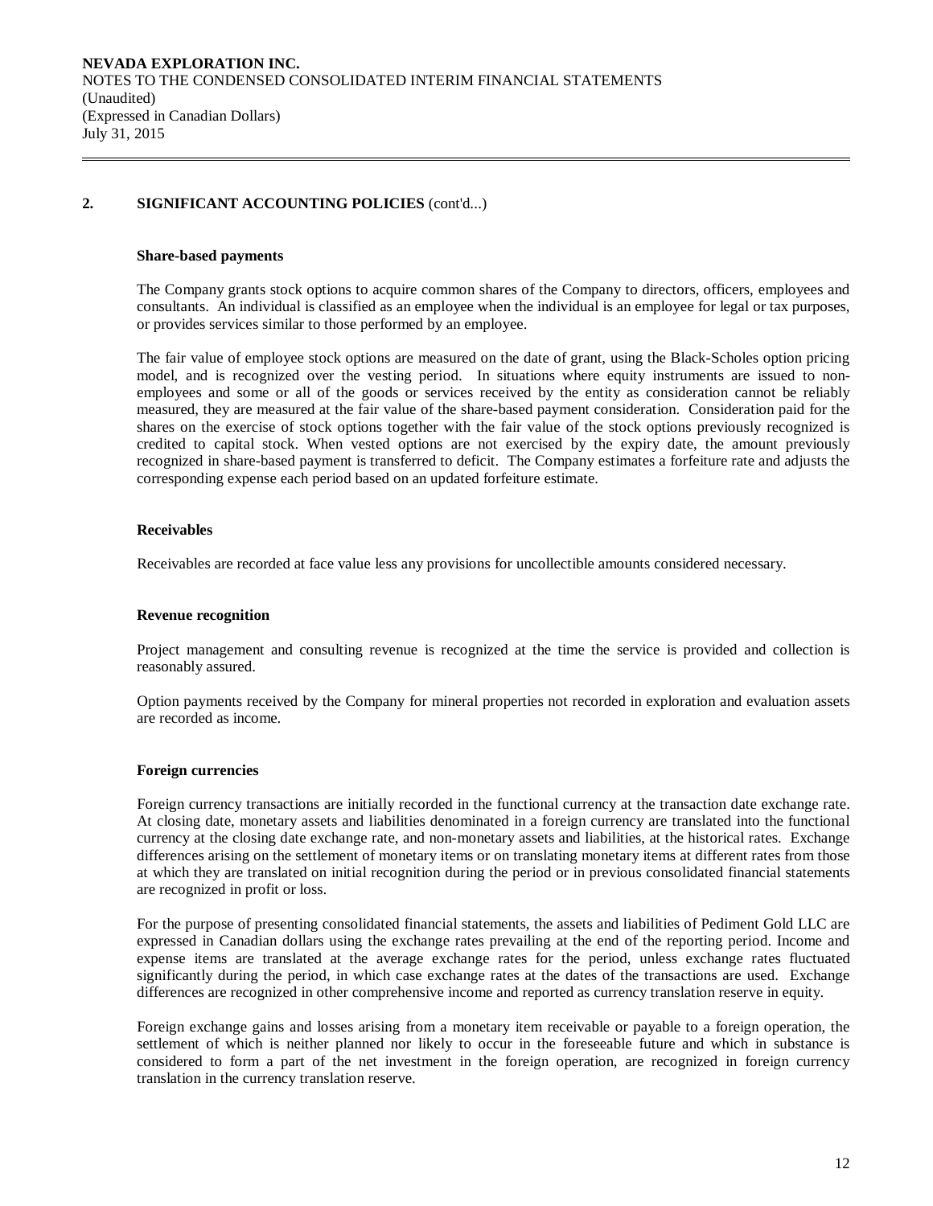## 2. SIGNIFICANT ACCOUNTING POLICIES (cont'd...)

### Share-based payments

The Company grants stock options to acquire common shares of the Company to directors, officers, employees and consultants. An individual is classified as an employee when the individual is an employee for legal or tax purposes, or provides services similar to those performed by an employee.

The fair value of employee stock options are measured on the date of grant, using the Black-Scholes option pricing model, and is recognized over the vesting period. In situations where equity instruments are issued to non-employees and some or all of the goods or services received by the entity as consideration cannot be reliably measured, they are measured at the fair value of the share-based payment consideration. Consideration paid for the shares on the exercise of stock options together with the fair value of the stock options previously recognized is credited to capital stock. When vested options are not exercised by the expiry date, the amount previously recognized in share-based payment is transferred to deficit. The Company estimates a forfeiture rate and adjusts the corresponding expense each period based on an updated forfeiture estimate.

### Receivables

Receivables are recorded at face value less any provisions for uncollectible amounts considered necessary.

### Revenue recognition

Project management and consulting revenue is recognized at the time the service is provided and collection is reasonably assured.

Option payments received by the Company for mineral properties not recorded in exploration and evaluation assets are recorded as income.

### Foreign currencies

Foreign currency transactions are initially recorded in the functional currency at the transaction date exchange rate. At closing date, monetary assets and liabilities denominated in a foreign currency are translated into the functional currency at the closing date exchange rate, and non-monetary assets and liabilities, at the historical rates. Exchange differences arising on the settlement of monetary items or on translating monetary items at different rates from those at which they are translated on initial recognition during the period or in previous consolidated financial statements are recognized in profit or loss.

For the purpose of presenting consolidated financial statements, the assets and liabilities of Pediment Gold LLC are expressed in Canadian dollars using the exchange rates prevailing at the end of the reporting period. Income and expense items are translated at the average exchange rates for the period, unless exchange rates fluctuated significantly during the period, in which case exchange rates at the dates of the transactions are used. Exchange differences are recognized in other comprehensive income and reported as currency translation reserve in equity.

Foreign exchange gains and losses arising from a monetary item receivable or payable to a foreign operation, the settlement of which is neither planned nor likely to occur in the foreseeable future and which in substance is considered to form a part of the net investment in the foreign operation, are recognized in foreign currency translation in the currency translation reserve.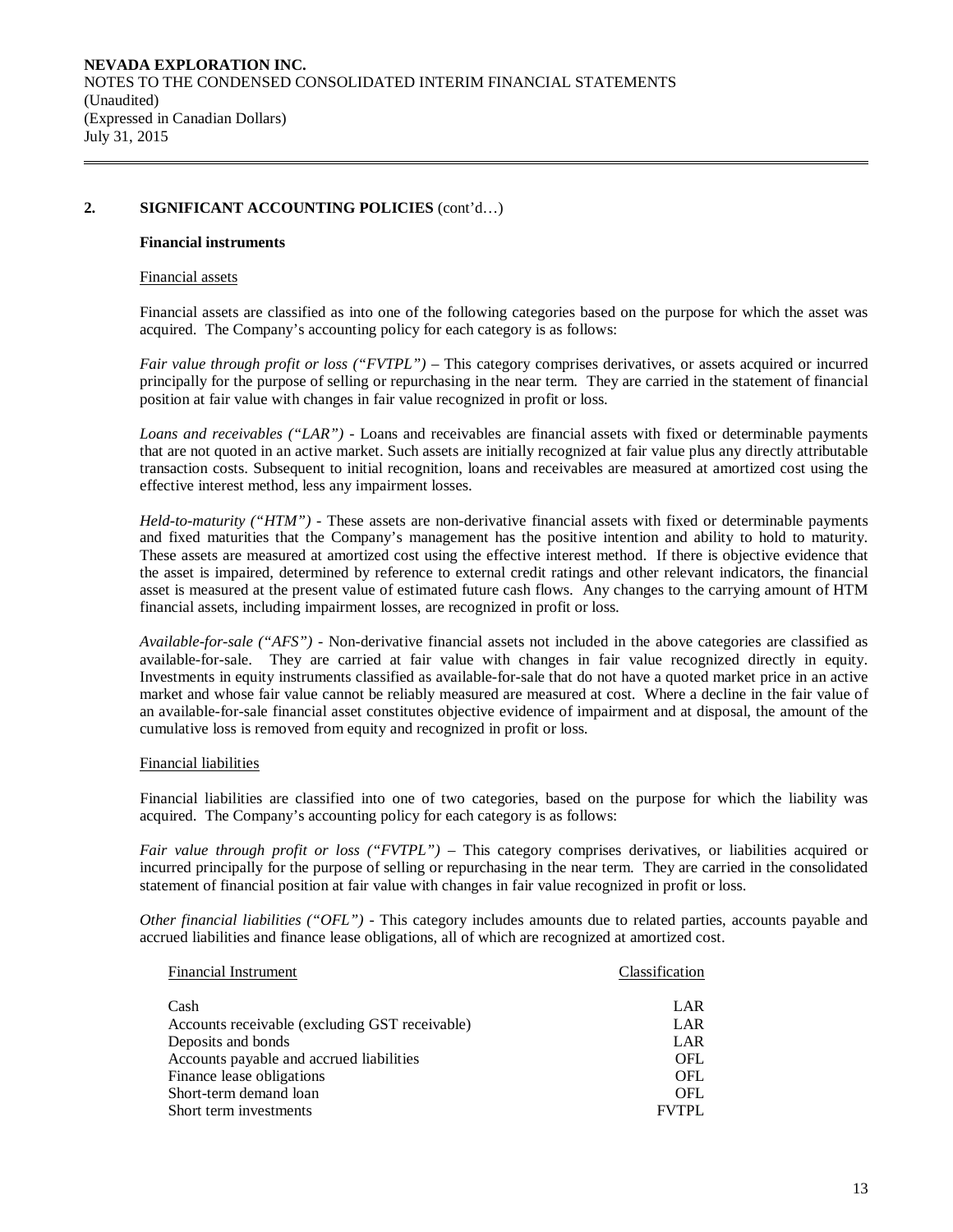## 2. SIGNIFICANT ACCOUNTING POLICIES (cont'd…)

### Financial instruments

Financial assets

Financial assets are classified as into one of the following categories based on the purpose for which the asset was acquired. The Company's accounting policy for each category is as follows:

*Fair value through profit or loss ("FVTPL")* – This category comprises derivatives, or assets acquired or incurred principally for the purpose of selling or repurchasing in the near term. They are carried in the statement of financial position at fair value with changes in fair value recognized in profit or loss.

*Loans and receivables ("LAR")* - Loans and receivables are financial assets with fixed or determinable payments that are not quoted in an active market. Such assets are initially recognized at fair value plus any directly attributable transaction costs. Subsequent to initial recognition, loans and receivables are measured at amortized cost using the effective interest method, less any impairment losses.

*Held-to-maturity ("HTM")* - These assets are non-derivative financial assets with fixed or determinable payments and fixed maturities that the Company's management has the positive intention and ability to hold to maturity. These assets are measured at amortized cost using the effective interest method. If there is objective evidence that the asset is impaired, determined by reference to external credit ratings and other relevant indicators, the financial asset is measured at the present value of estimated future cash flows. Any changes to the carrying amount of HTM financial assets, including impairment losses, are recognized in profit or loss.

*Available-for-sale ("AFS")* - Non-derivative financial assets not included in the above categories are classified as available-for-sale. They are carried at fair value with changes in fair value recognized directly in equity. Investments in equity instruments classified as available-for-sale that do not have a quoted market price in an active market and whose fair value cannot be reliably measured are measured at cost. Where a decline in the fair value of an available-for-sale financial asset constitutes objective evidence of impairment and at disposal, the amount of the cumulative loss is removed from equity and recognized in profit or loss.

Financial liabilities

Financial liabilities are classified into one of two categories, based on the purpose for which the liability was acquired. The Company's accounting policy for each category is as follows:

*Fair value through profit or loss ("FVTPL")* – This category comprises derivatives, or liabilities acquired or incurred principally for the purpose of selling or repurchasing in the near term. They are carried in the consolidated statement of financial position at fair value with changes in fair value recognized in profit or loss.

*Other financial liabilities ("OFL")* - This category includes amounts due to related parties, accounts payable and accrued liabilities and finance lease obligations, all of which are recognized at amortized cost.

| Financial Instrument | Classification |
|---|---|
| Cash | LAR |
| Accounts receivable (excluding GST receivable) | LAR |
| Deposits and bonds | LAR |
| Accounts payable and accrued liabilities | OFL |
| Finance lease obligations | OFL |
| Short-term demand loan | OFL |
| Short term investments | FVTPL |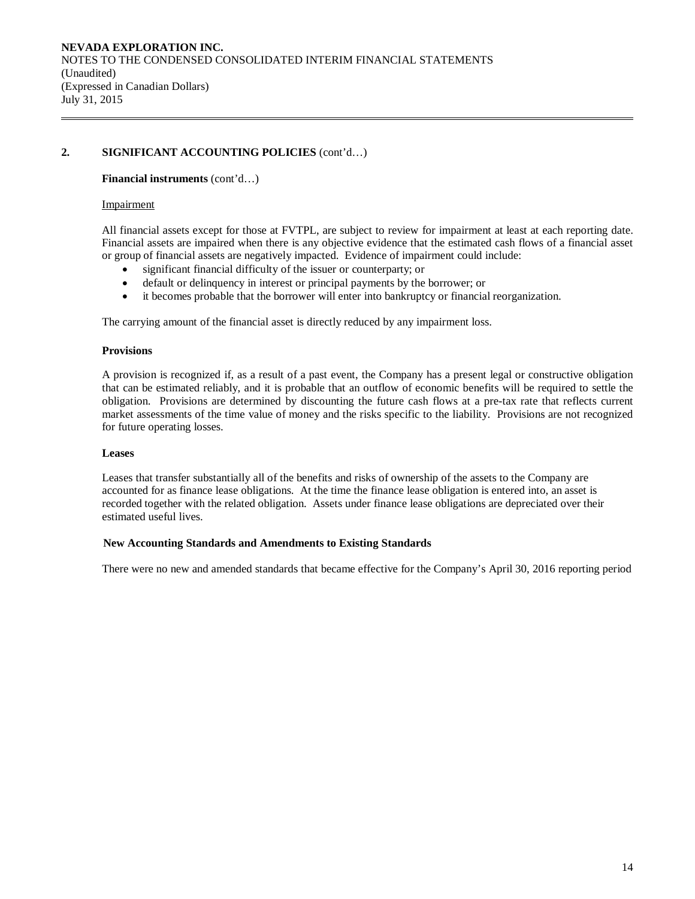## 2. SIGNIFICANT ACCOUNTING POLICIES (cont'd…)

**Financial instruments** (cont'd…)

Impairment

All financial assets except for those at FVTPL, are subject to review for impairment at least at each reporting date. Financial assets are impaired when there is any objective evidence that the estimated cash flows of a financial asset or group of financial assets are negatively impacted. Evidence of impairment could include:

- significant financial difficulty of the issuer or counterparty; or
- default or delinquency in interest or principal payments by the borrower; or
- it becomes probable that the borrower will enter into bankruptcy or financial reorganization.

The carrying amount of the financial asset is directly reduced by any impairment loss.

**Provisions**

A provision is recognized if, as a result of a past event, the Company has a present legal or constructive obligation that can be estimated reliably, and it is probable that an outflow of economic benefits will be required to settle the obligation. Provisions are determined by discounting the future cash flows at a pre-tax rate that reflects current market assessments of the time value of money and the risks specific to the liability. Provisions are not recognized for future operating losses.

**Leases**

Leases that transfer substantially all of the benefits and risks of ownership of the assets to the Company are accounted for as finance lease obligations. At the time the finance lease obligation is entered into, an asset is recorded together with the related obligation. Assets under finance lease obligations are depreciated over their estimated useful lives.

**New Accounting Standards and Amendments to Existing Standards**

There were no new and amended standards that became effective for the Company's April 30, 2016 reporting period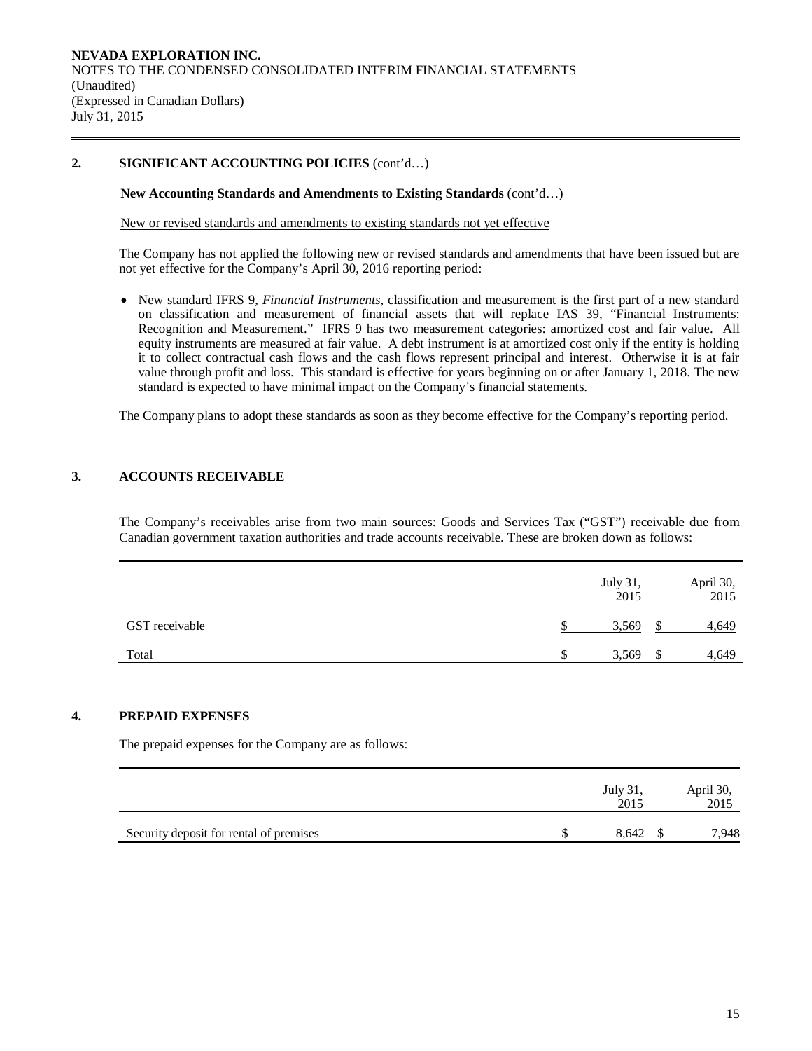## 2. SIGNIFICANT ACCOUNTING POLICIES (cont'd…)

**New Accounting Standards and Amendments to Existing Standards** (cont'd…)

New or revised standards and amendments to existing standards not yet effective

The Company has not applied the following new or revised standards and amendments that have been issued but are not yet effective for the Company's April 30, 2016 reporting period:

- New standard IFRS 9, *Financial Instruments*, classification and measurement is the first part of a new standard on classification and measurement of financial assets that will replace IAS 39, "Financial Instruments: Recognition and Measurement." IFRS 9 has two measurement categories: amortized cost and fair value. All equity instruments are measured at fair value. A debt instrument is at amortized cost only if the entity is holding it to collect contractual cash flows and the cash flows represent principal and interest. Otherwise it is at fair value through profit and loss. This standard is effective for years beginning on or after January 1, 2018. The new standard is expected to have minimal impact on the Company's financial statements.

The Company plans to adopt these standards as soon as they become effective for the Company's reporting period.

## 3. ACCOUNTS RECEIVABLE

The Company's receivables arise from two main sources: Goods and Services Tax ("GST") receivable due from Canadian government taxation authorities and trade accounts receivable. These are broken down as follows:

| | July 31, 2015 | April 30, 2015 |
|---|---|---|
| GST receivable | $ 3,569 | $ 4,649 |
| Total | $ 3,569 | $ 4,649 |

## 4. PREPAID EXPENSES

The prepaid expenses for the Company are as follows:

| | July 31, 2015 | April 30, 2015 |
|---|---|---|
| Security deposit for rental of premises | $ 8,642 | $ 7,948 |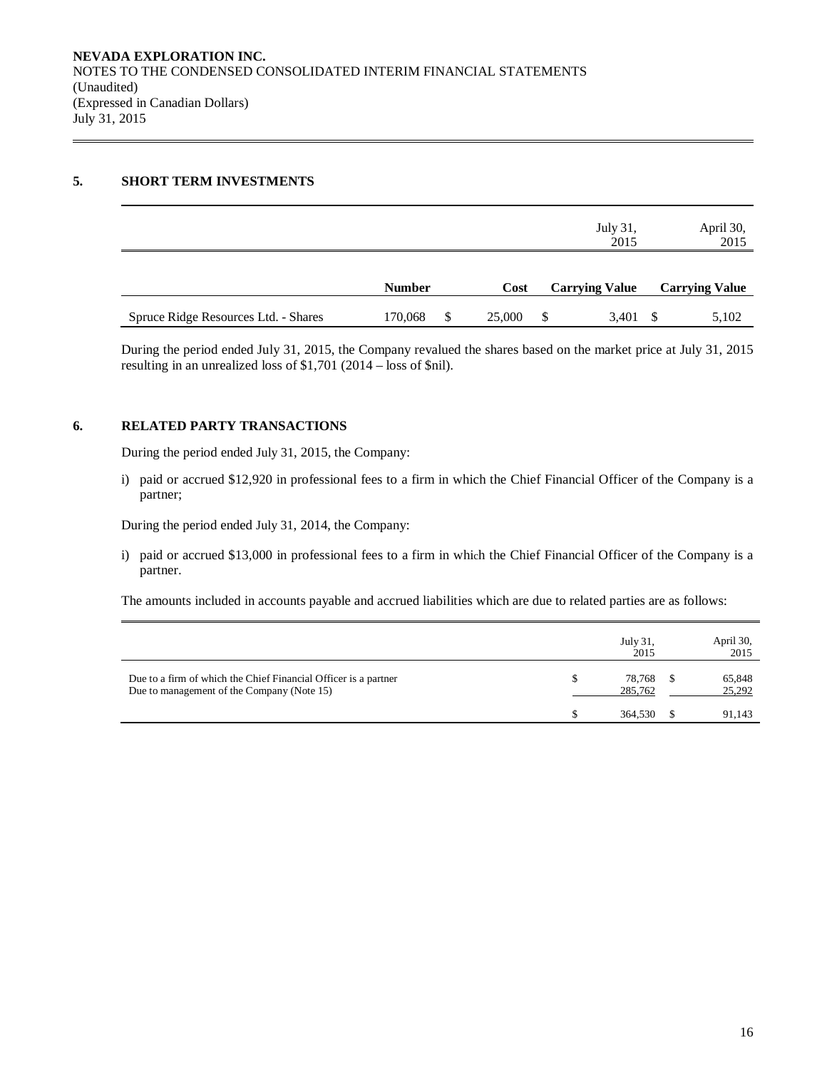## 5. SHORT TERM INVESTMENTS

| | | | July 31, 2015 | April 30, 2015 |
|---|---|---|---|---|
| | **Number** | **Cost** | **Carrying Value** | **Carrying Value** |
| Spruce Ridge Resources Ltd. - Shares | 170,068 | $ 25,000 | $ 3,401 | $ 5,102 |

During the period ended July 31, 2015, the Company revalued the shares based on the market price at July 31, 2015 resulting in an unrealized loss of $1,701 (2014 – loss of $nil).

## 6. RELATED PARTY TRANSACTIONS

During the period ended July 31, 2015, the Company:

i) paid or accrued $12,920 in professional fees to a firm in which the Chief Financial Officer of the Company is a partner;

During the period ended July 31, 2014, the Company:

i) paid or accrued $13,000 in professional fees to a firm in which the Chief Financial Officer of the Company is a partner.

The amounts included in accounts payable and accrued liabilities which are due to related parties are as follows:

| | July 31, 2015 | April 30, 2015 |
|---|---|---|
| Due to a firm of which the Chief Financial Officer is a partner | $ 78,768 | $ 65,848 |
| Due to management of the Company (Note 15) | 285,762 | 25,292 |
| | $ 364,530 | $ 91,143 |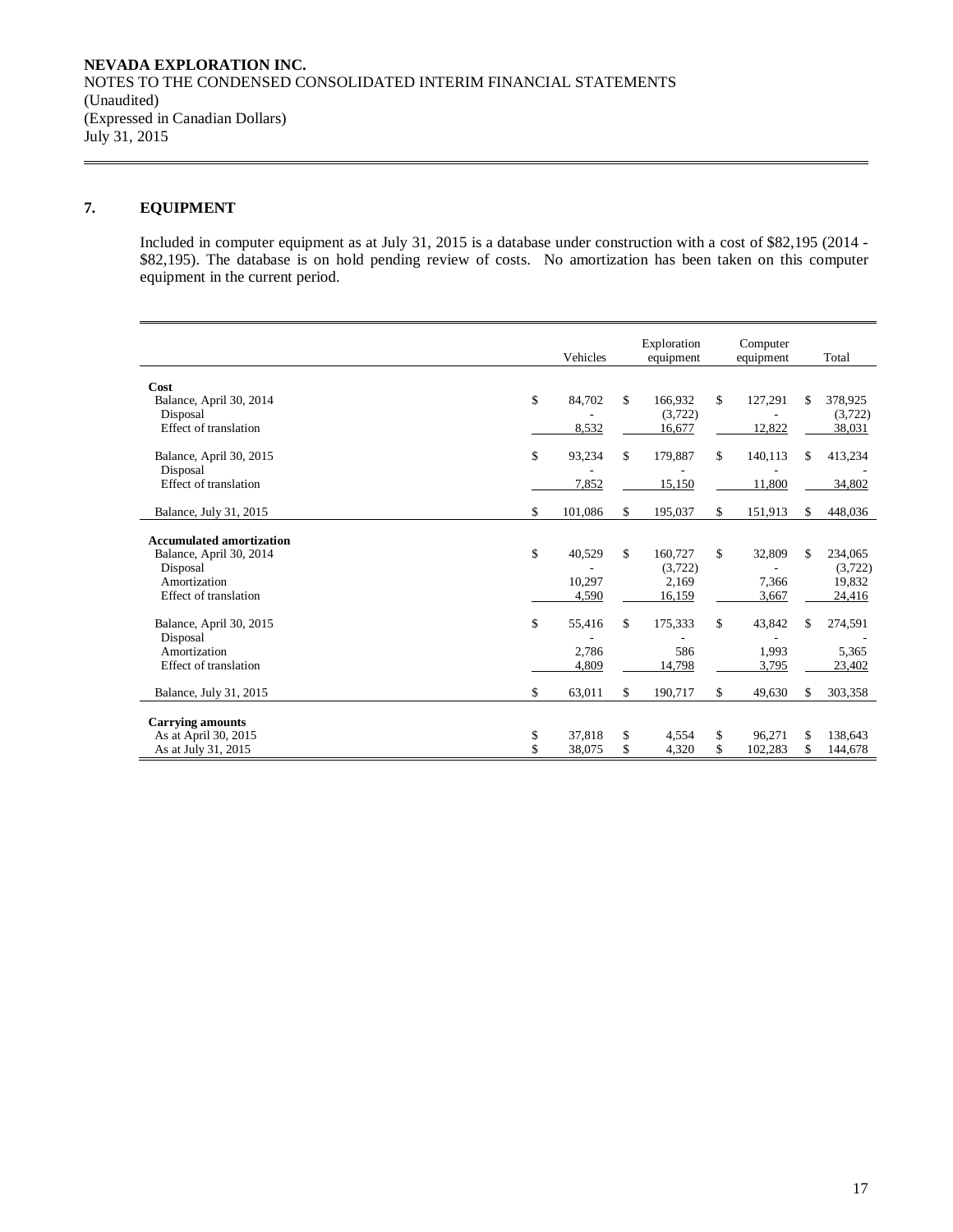NEVADA EXPLORATION INC.
NOTES TO THE CONDENSED CONSOLIDATED INTERIM FINANCIAL STATEMENTS
(Unaudited)
(Expressed in Canadian Dollars)
July 31, 2015

## 7. EQUIPMENT

Included in computer equipment as at July 31, 2015 is a database under construction with a cost of $82,195 (2014 - $82,195). The database is on hold pending review of costs. No amortization has been taken on this computer equipment in the current period.

| | Vehicles | Exploration equipment | Computer equipment | Total |
|---|---|---|---|---|
| **Cost** | | | | |
| Balance, April 30, 2014 | $ 84,702 | $ 166,932 | $ 127,291 | $ 378,925 |
| Disposal | - | (3,722) | - | (3,722) |
| Effect of translation | 8,532 | 16,677 | 12,822 | 38,031 |
| Balance, April 30, 2015 | $ 93,234 | $ 179,887 | $ 140,113 | $ 413,234 |
| Disposal | - | - | - | - |
| Effect of translation | 7,852 | 15,150 | 11,800 | 34,802 |
| Balance, July 31, 2015 | $ 101,086 | $ 195,037 | $ 151,913 | $ 448,036 |
| **Accumulated amortization** | | | | |
| Balance, April 30, 2014 | $ 40,529 | $ 160,727 | $ 32,809 | $ 234,065 |
| Disposal | - | (3,722) | - | (3,722) |
| Amortization | 10,297 | 2,169 | 7,366 | 19,832 |
| Effect of translation | 4,590 | 16,159 | 3,667 | 24,416 |
| Balance, April 30, 2015 | $ 55,416 | $ 175,333 | $ 43,842 | $ 274,591 |
| Disposal | - | - | - | - |
| Amortization | 2,786 | 586 | 1,993 | 5,365 |
| Effect of translation | 4,809 | 14,798 | 3,795 | 23,402 |
| Balance, July 31, 2015 | $ 63,011 | $ 190,717 | $ 49,630 | $ 303,358 |
| **Carrying amounts** | | | | |
| As at April 30, 2015 | $ 37,818 | $ 4,554 | $ 96,271 | $ 138,643 |
| As at July 31, 2015 | $ 38,075 | $ 4,320 | $ 102,283 | $ 144,678 |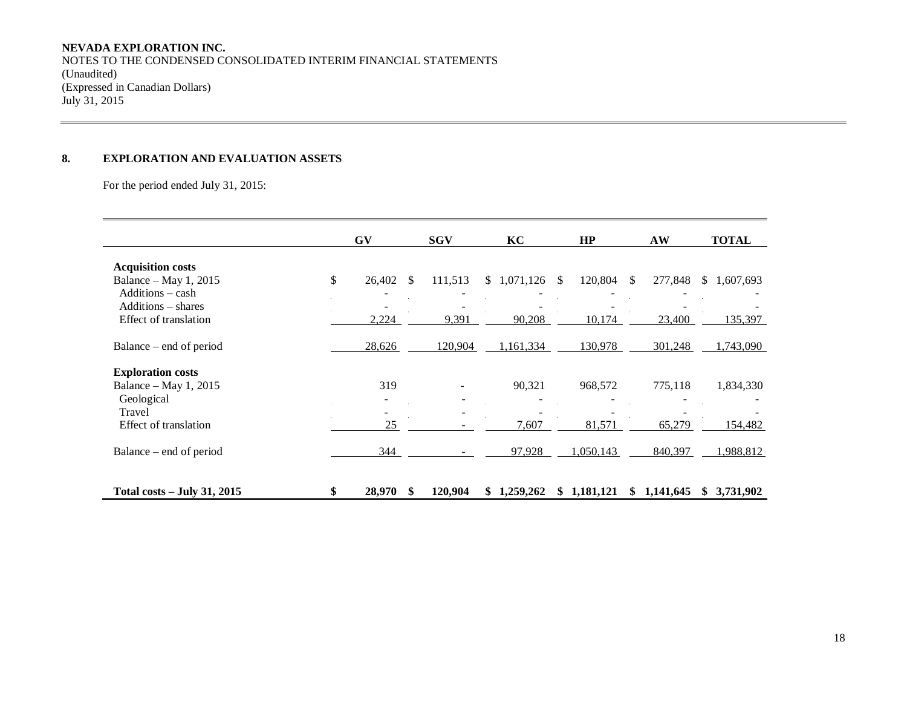**NEVADA EXPLORATION INC.**
NOTES TO THE CONDENSED CONSOLIDATED INTERIM FINANCIAL STATEMENTS
(Unaudited)
(Expressed in Canadian Dollars)
July 31, 2015

## 8. EXPLORATION AND EVALUATION ASSETS

For the period ended July 31, 2015:

| | GV | SGV | KC | HP | AW | TOTAL |
|---|---|---|---|---|---|---|
| **Acquisition costs** | | | | | | |
| Balance – May 1, 2015 | $ 26,402 | $ 111,513 | $ 1,071,126 | $ 120,804 | $ 277,848 | $ 1,607,693 |
| Additions – cash | - | - | - | - | - | - |
| Additions – shares | - | - | - | - | - | - |
| Effect of translation | 2,224 | 9,391 | 90,208 | 10,174 | 23,400 | 135,397 |
| Balance – end of period | 28,626 | 120,904 | 1,161,334 | 130,978 | 301,248 | 1,743,090 |
| **Exploration costs** | | | | | | |
| Balance – May 1, 2015 | 319 | - | 90,321 | 968,572 | 775,118 | 1,834,330 |
| Geological | - | - | - | - | - | - |
| Travel | - | - | - | - | - | - |
| Effect of translation | 25 | - | 7,607 | 81,571 | 65,279 | 154,482 |
| Balance – end of period | 344 | - | 97,928 | 1,050,143 | 840,397 | 1,988,812 |
| **Total costs – July 31, 2015** | **$ 28,970** | **$ 120,904** | **$ 1,259,262** | **$ 1,181,121** | **$ 1,141,645** | **$ 3,731,902** |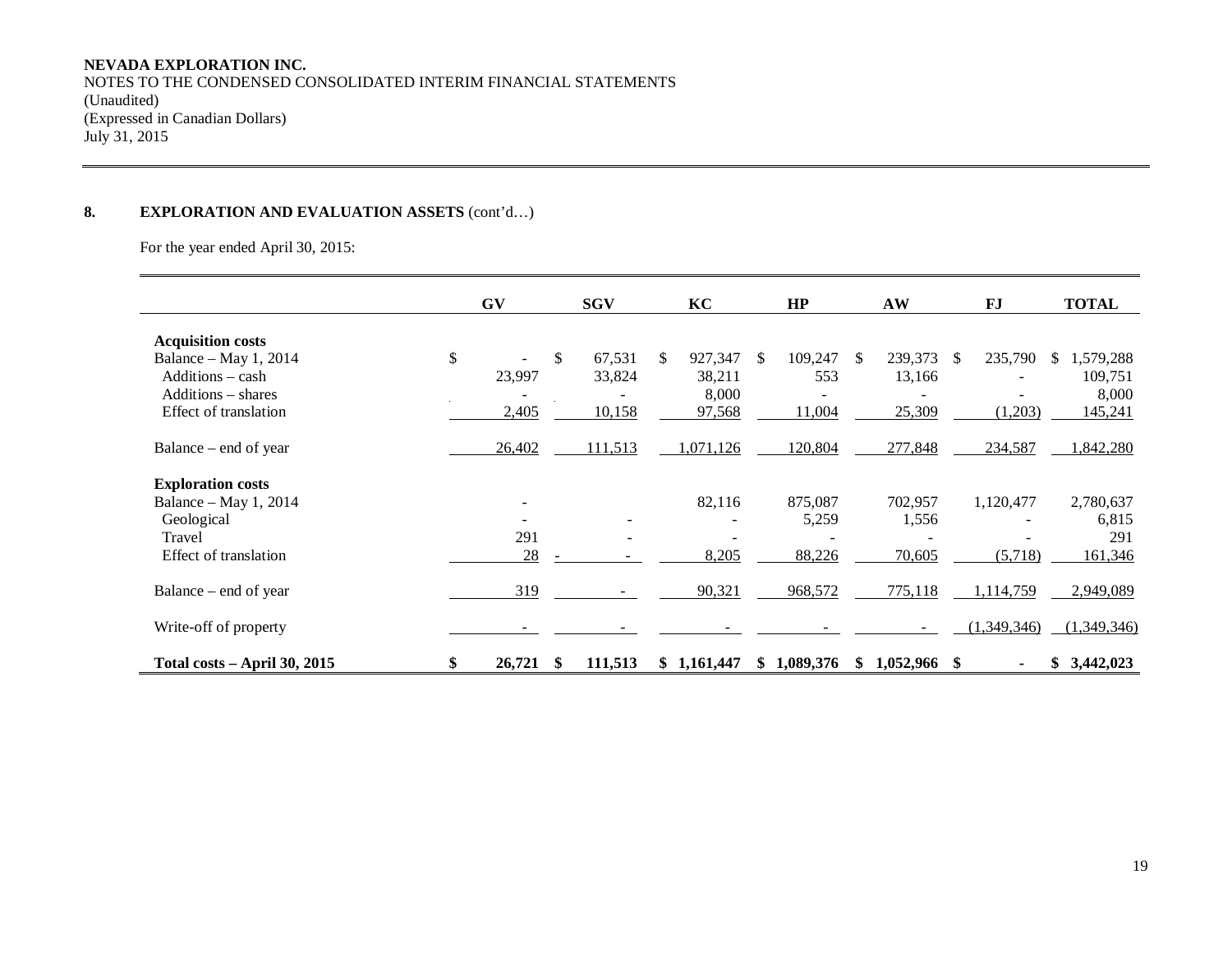**NEVADA EXPLORATION INC.**
NOTES TO THE CONDENSED CONSOLIDATED INTERIM FINANCIAL STATEMENTS
(Unaudited)
(Expressed in Canadian Dollars)
July 31, 2015

## 8. EXPLORATION AND EVALUATION ASSETS (cont'd…)

For the year ended April 30, 2015:

| | GV | SGV | KC | HP | AW | FJ | TOTAL |
|---|---|---|---|---|---|---|---|
| **Acquisition costs** | | | | | | | |
| Balance – May 1, 2014 | $ - | $ 67,531 | $ 927,347 | $ 109,247 | $ 239,373 | $ 235,790 | $ 1,579,288 |
| Additions – cash | 23,997 | 33,824 | 38,211 | 553 | 13,166 | - | 109,751 |
| Additions – shares | - | - | 8,000 | - | - | - | 8,000 |
| Effect of translation | 2,405 | 10,158 | 97,568 | 11,004 | 25,309 | (1,203) | 145,241 |
| Balance – end of year | 26,402 | 111,513 | 1,071,126 | 120,804 | 277,848 | 234,587 | 1,842,280 |
| **Exploration costs** | | | | | | | |
| Balance – May 1, 2014 | - | | 82,116 | 875,087 | 702,957 | 1,120,477 | 2,780,637 |
| Geological | - | - | - | 5,259 | 1,556 | - | 6,815 |
| Travel | 291 | - | - | - | - | - | 291 |
| Effect of translation | 28 | - | 8,205 | 88,226 | 70,605 | (5,718) | 161,346 |
| Balance – end of year | 319 | - | 90,321 | 968,572 | 775,118 | 1,114,759 | 2,949,089 |
| Write-off of property | - | - | - | - | - | (1,349,346) | (1,349,346) |
| **Total costs – April 30, 2015** | **$ 26,721** | **$ 111,513** | **$ 1,161,447** | **$ 1,089,376** | **$ 1,052,966** | **$ -** | **$ 3,442,023** |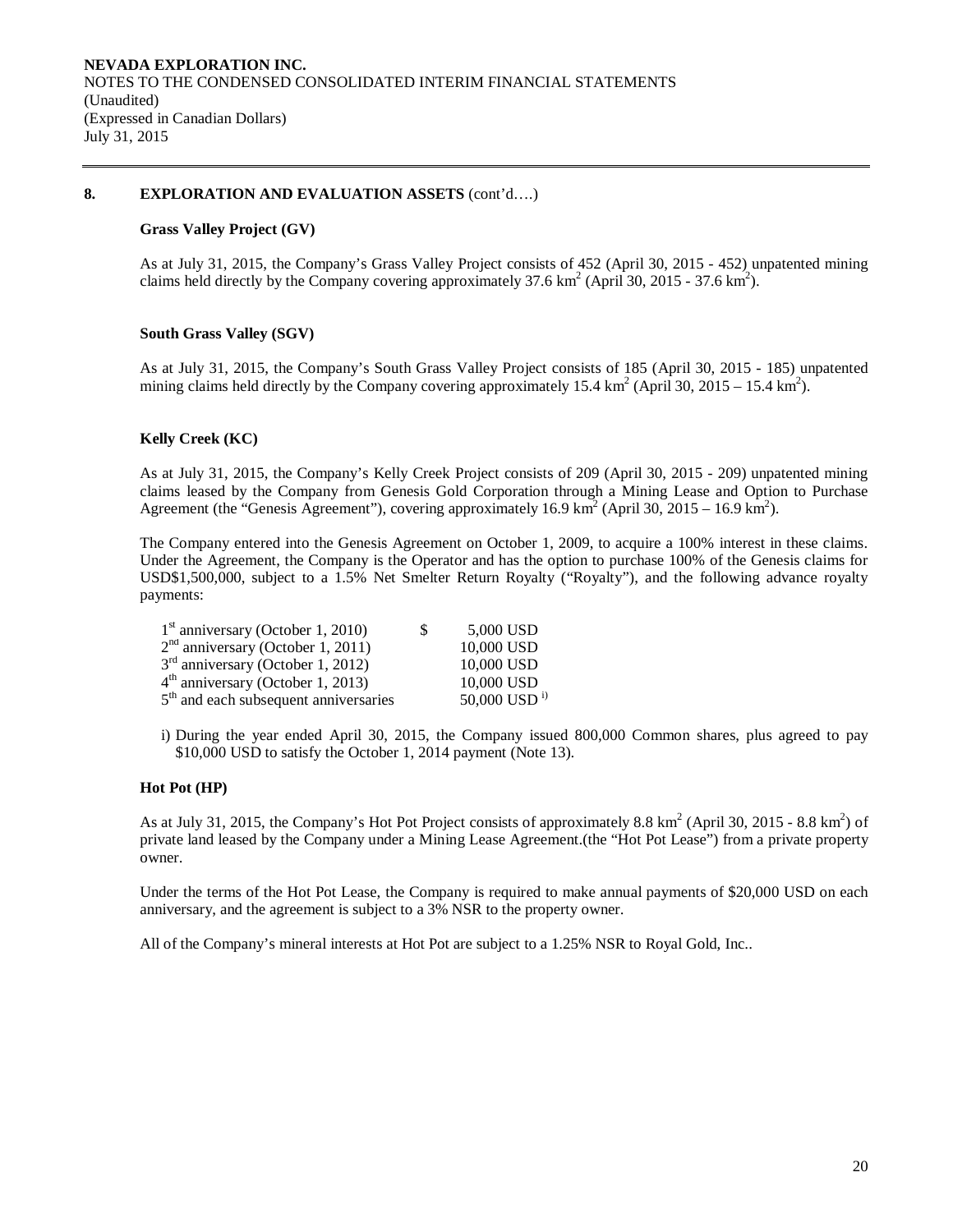**NEVADA EXPLORATION INC.**
NOTES TO THE CONDENSED CONSOLIDATED INTERIM FINANCIAL STATEMENTS
(Unaudited)
(Expressed in Canadian Dollars)
July 31, 2015

## 8. EXPLORATION AND EVALUATION ASSETS (cont'd….)

### Grass Valley Project (GV)

As at July 31, 2015, the Company's Grass Valley Project consists of 452 (April 30, 2015 - 452) unpatented mining claims held directly by the Company covering approximately 37.6 km$^2$ (April 30, 2015 - 37.6 km$^2$).

### South Grass Valley (SGV)

As at July 31, 2015, the Company's South Grass Valley Project consists of 185 (April 30, 2015 - 185) unpatented mining claims held directly by the Company covering approximately 15.4 km$^2$ (April 30, 2015 – 15.4 km$^2$).

### Kelly Creek (KC)

As at July 31, 2015, the Company's Kelly Creek Project consists of 209 (April 30, 2015 - 209) unpatented mining claims leased by the Company from Genesis Gold Corporation through a Mining Lease and Option to Purchase Agreement (the "Genesis Agreement"), covering approximately 16.9 km$^2$ (April 30, 2015 – 16.9 km$^2$).

The Company entered into the Genesis Agreement on October 1, 2009, to acquire a 100% interest in these claims. Under the Agreement, the Company is the Operator and has the option to purchase 100% of the Genesis claims for USD$1,500,000, subject to a 1.5% Net Smelter Return Royalty ("Royalty"), and the following advance royalty payments:

| | | |
|---|---|---|
| 1st anniversary (October 1, 2010) | $ | 5,000 USD |
| 2nd anniversary (October 1, 2011) | | 10,000 USD |
| 3rd anniversary (October 1, 2012) | | 10,000 USD |
| 4th anniversary (October 1, 2013) | | 10,000 USD |
| 5th and each subsequent anniversaries | | 50,000 USD [i)] |

i) During the year ended April 30, 2015, the Company issued 800,000 Common shares, plus agreed to pay $10,000 USD to satisfy the October 1, 2014 payment (Note 13).

### Hot Pot (HP)

As at July 31, 2015, the Company's Hot Pot Project consists of approximately 8.8 km$^2$ (April 30, 2015 - 8.8 km$^2$) of private land leased by the Company under a Mining Lease Agreement.(the "Hot Pot Lease") from a private property owner.

Under the terms of the Hot Pot Lease, the Company is required to make annual payments of $20,000 USD on each anniversary, and the agreement is subject to a 3% NSR to the property owner.

All of the Company's mineral interests at Hot Pot are subject to a 1.25% NSR to Royal Gold, Inc..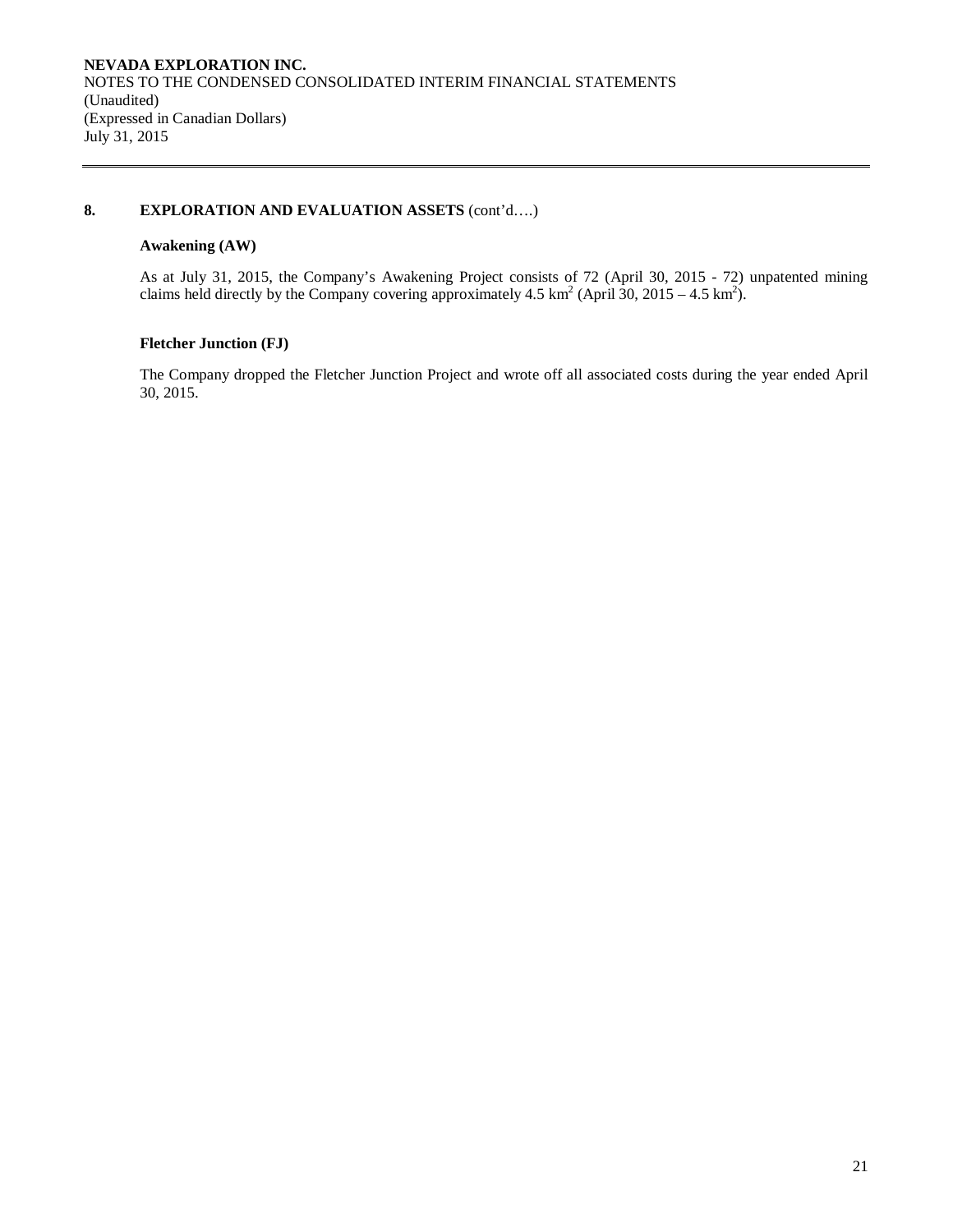## 8. EXPLORATION AND EVALUATION ASSETS (cont'd….)

### Awakening (AW)

As at July 31, 2015, the Company's Awakening Project consists of 72 (April 30, 2015 - 72) unpatented mining claims held directly by the Company covering approximately 4.5 $km^2$ (April 30, 2015 – 4.5 $km^2$).

### Fletcher Junction (FJ)

The Company dropped the Fletcher Junction Project and wrote off all associated costs during the year ended April 30, 2015.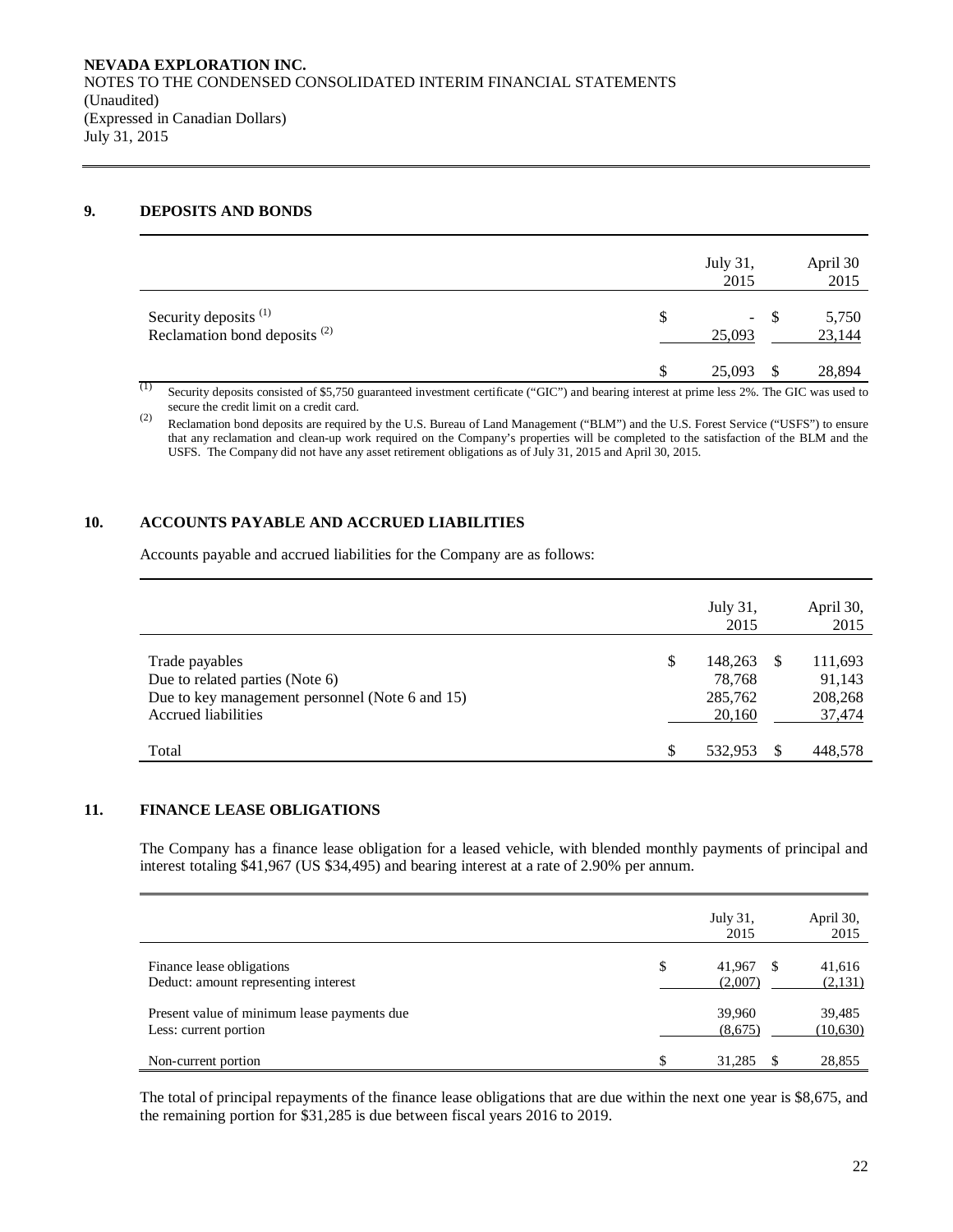NEVADA EXPLORATION INC.
NOTES TO THE CONDENSED CONSOLIDATED INTERIM FINANCIAL STATEMENTS
(Unaudited)
(Expressed in Canadian Dollars)
July 31, 2015

## 9. DEPOSITS AND BONDS

| | July 31, 2015 | April 30 2015 |
|---|---|---|
| Security deposits [(1)] | $ - | $ 5,750 |
| Reclamation bond deposits [(2)] | 25,093 | 23,144 |
| | $ 25,093 | $ 28,894 |

(1) Security deposits consisted of $5,750 guaranteed investment certificate ("GIC") and bearing interest at prime less 2%. The GIC was used to secure the credit limit on a credit card.

(2) Reclamation bond deposits are required by the U.S. Bureau of Land Management ("BLM") and the U.S. Forest Service ("USFS") to ensure that any reclamation and clean-up work required on the Company's properties will be completed to the satisfaction of the BLM and the USFS. The Company did not have any asset retirement obligations as of July 31, 2015 and April 30, 2015.

## 10. ACCOUNTS PAYABLE AND ACCRUED LIABILITIES

Accounts payable and accrued liabilities for the Company are as follows:

| | July 31, 2015 | April 30, 2015 |
|---|---|---|
| Trade payables | $ 148,263 | $ 111,693 |
| Due to related parties (Note 6) | 78,768 | 91,143 |
| Due to key management personnel (Note 6 and 15) | 285,762 | 208,268 |
| Accrued liabilities | 20,160 | 37,474 |
| Total | $ 532,953 | $ 448,578 |

## 11. FINANCE LEASE OBLIGATIONS

The Company has a finance lease obligation for a leased vehicle, with blended monthly payments of principal and interest totaling $41,967 (US $34,495) and bearing interest at a rate of 2.90% per annum.

| | July 31, 2015 | April 30, 2015 |
|---|---|---|
| Finance lease obligations | $ 41,967 | $ 41,616 |
| Deduct: amount representing interest | (2,007) | (2,131) |
| Present value of minimum lease payments due | 39,960 | 39,485 |
| Less: current portion | (8,675) | (10,630) |
| Non-current portion | $ 31,285 | $ 28,855 |

The total of principal repayments of the finance lease obligations that are due within the next one year is $8,675, and the remaining portion for $31,285 is due between fiscal years 2016 to 2019.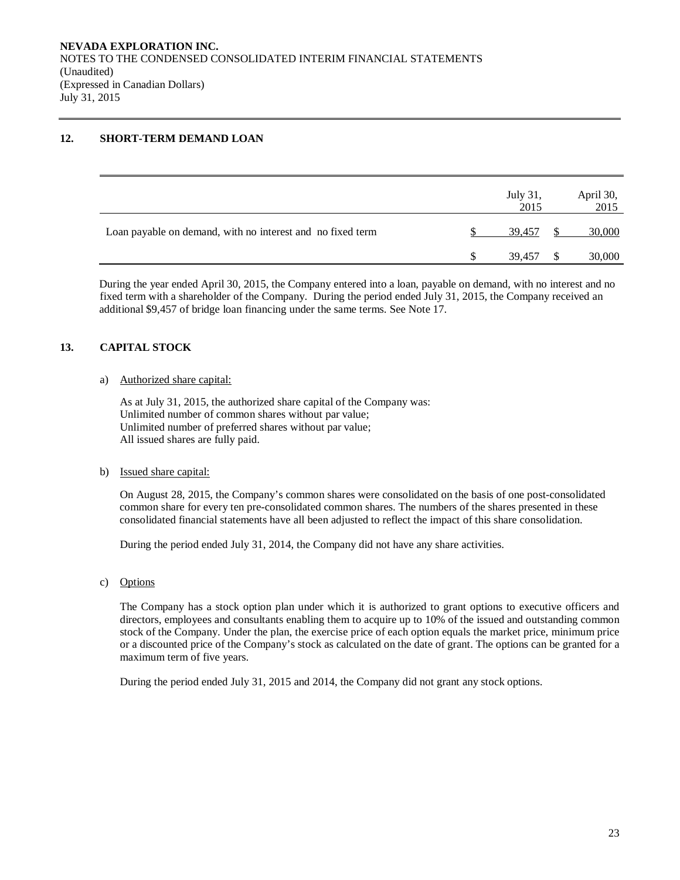## 12. SHORT-TERM DEMAND LOAN

| | July 31, 2015 | April 30, 2015 |
|---|---|---|
| Loan payable on demand, with no interest and no fixed term | $ 39,457 | $ 30,000 |
| | $ 39,457 | $ 30,000 |

During the year ended April 30, 2015, the Company entered into a loan, payable on demand, with no interest and no fixed term with a shareholder of the Company. During the period ended July 31, 2015, the Company received an additional $9,457 of bridge loan financing under the same terms. See Note 17.

## 13. CAPITAL STOCK

a) Authorized share capital:

As at July 31, 2015, the authorized share capital of the Company was:
Unlimited number of common shares without par value;
Unlimited number of preferred shares without par value;
All issued shares are fully paid.

b) Issued share capital:

On August 28, 2015, the Company's common shares were consolidated on the basis of one post-consolidated common share for every ten pre-consolidated common shares. The numbers of the shares presented in these consolidated financial statements have all been adjusted to reflect the impact of this share consolidation.

During the period ended July 31, 2014, the Company did not have any share activities.

c) Options

The Company has a stock option plan under which it is authorized to grant options to executive officers and directors, employees and consultants enabling them to acquire up to 10% of the issued and outstanding common stock of the Company. Under the plan, the exercise price of each option equals the market price, minimum price or a discounted price of the Company's stock as calculated on the date of grant. The options can be granted for a maximum term of five years.

During the period ended July 31, 2015 and 2014, the Company did not grant any stock options.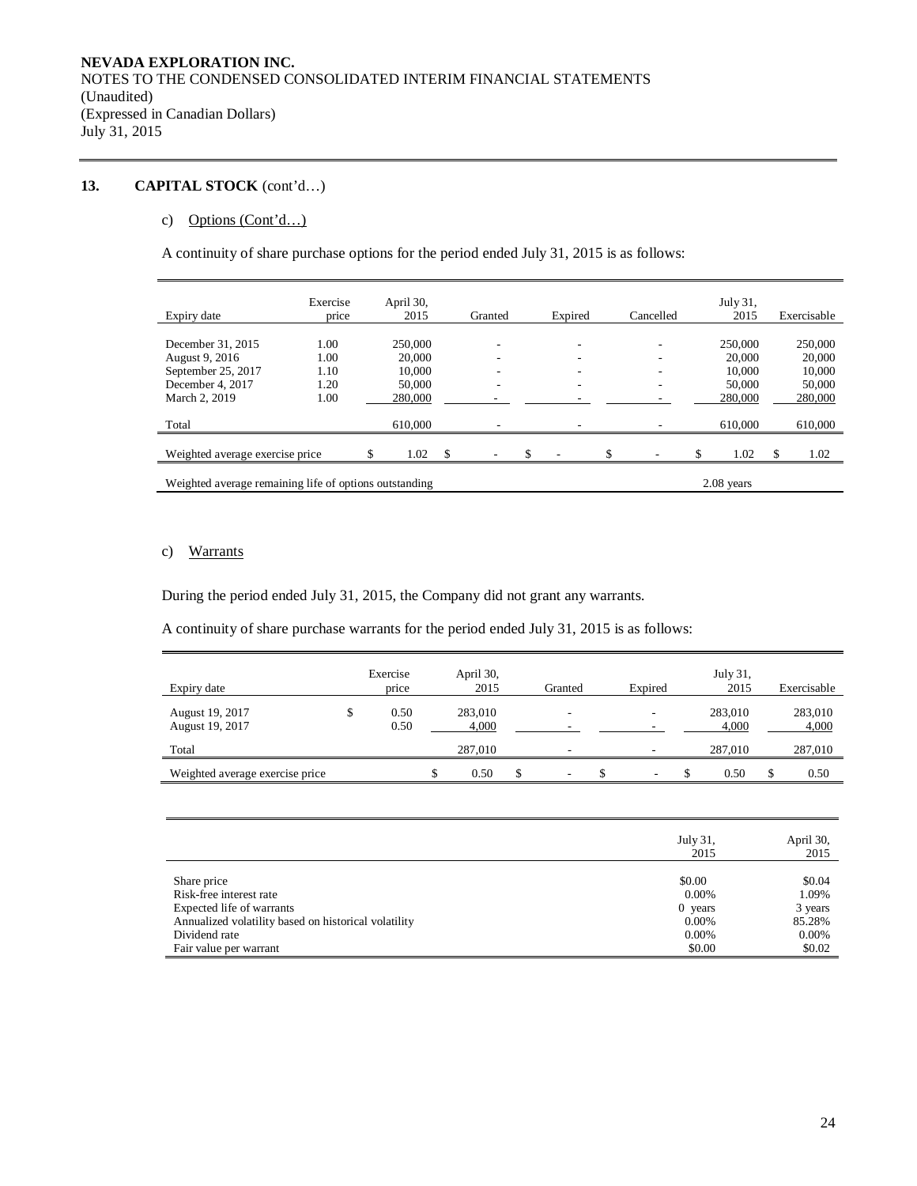**NEVADA EXPLORATION INC.**
NOTES TO THE CONDENSED CONSOLIDATED INTERIM FINANCIAL STATEMENTS
(Unaudited)
(Expressed in Canadian Dollars)
July 31, 2015

## 13. CAPITAL STOCK (cont'd…)

### c) Options (Cont'd…)

A continuity of share purchase options for the period ended July 31, 2015 is as follows:

| Expiry date | Exercise price | April 30, 2015 | Granted | Expired | Cancelled | July 31, 2015 | Exercisable |
|---|---|---|---|---|---|---|---|
| December 31, 2015 | 1.00 | 250,000 | - | - | - | 250,000 | 250,000 |
| August 9, 2016 | 1.00 | 20,000 | - | - | - | 20,000 | 20,000 |
| September 25, 2017 | 1.10 | 10,000 | - | - | - | 10,000 | 10,000 |
| December 4, 2017 | 1.20 | 50,000 | - | - | - | 50,000 | 50,000 |
| March 2, 2019 | 1.00 | 280,000 | - | - | - | 280,000 | 280,000 |
| Total | | 610,000 | - | - | - | 610,000 | 610,000 |
| Weighted average exercise price | | $ 1.02 | $ - | $ - | $ - | $ 1.02 | $ 1.02 |
| Weighted average remaining life of options outstanding | | | | | | 2.08 years | |

### c) Warrants

During the period ended July 31, 2015, the Company did not grant any warrants.

A continuity of share purchase warrants for the period ended July 31, 2015 is as follows:

| Expiry date | Exercise price | April 30, 2015 | Granted | Expired | July 31, 2015 | Exercisable |
|---|---|---|---|---|---|---|
| August 19, 2017 | $ 0.50 | 283,010 | - | - | 283,010 | 283,010 |
| August 19, 2017 | 0.50 | 4,000 | - | - | 4,000 | 4,000 |
| Total | | 287,010 | - | - | 287,010 | 287,010 |
| Weighted average exercise price | | $ 0.50 | $ - | $ - | $ 0.50 | $ 0.50 |

| | July 31, 2015 | April 30, 2015 |
|---|---|---|
| Share price | $0.00 | $0.04 |
| Risk-free interest rate | 0.00% | 1.09% |
| Expected life of warrants | 0 years | 3 years |
| Annualized volatility based on historical volatility | 0.00% | 85.28% |
| Dividend rate | 0.00% | 0.00% |
| Fair value per warrant | $0.00 | $0.02 |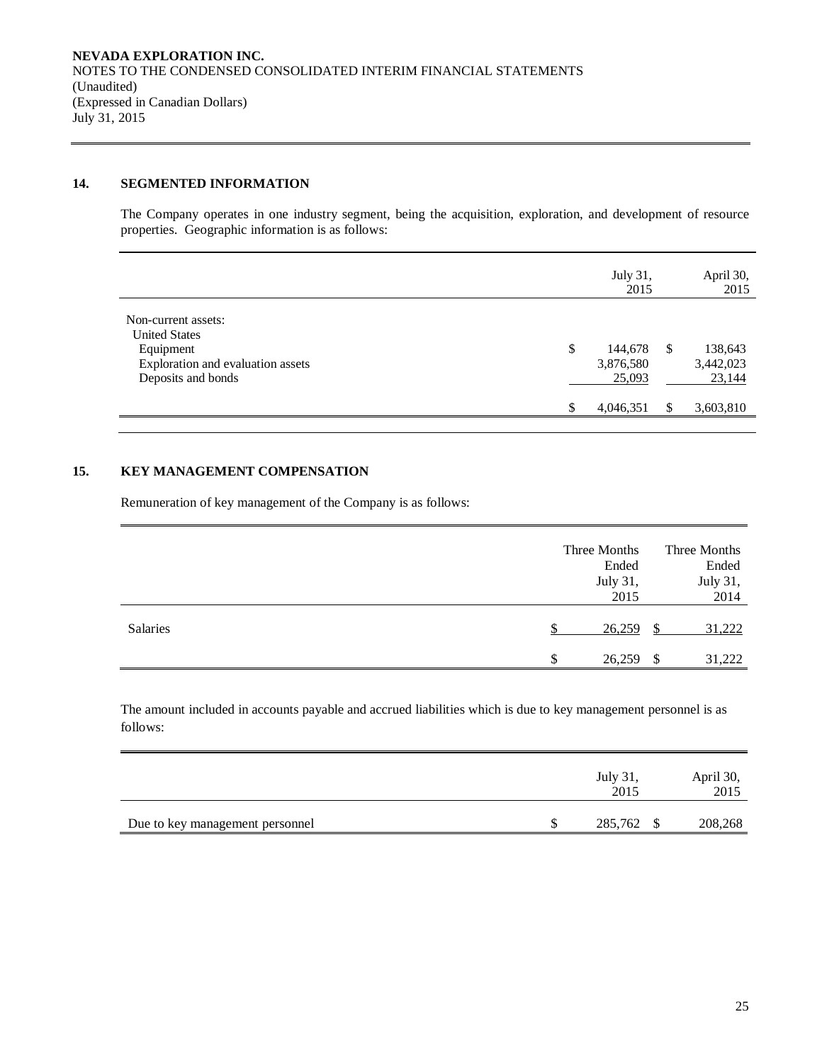**NEVADA EXPLORATION INC.**
NOTES TO THE CONDENSED CONSOLIDATED INTERIM FINANCIAL STATEMENTS
(Unaudited)
(Expressed in Canadian Dollars)
July 31, 2015

## 14. SEGMENTED INFORMATION

The Company operates in one industry segment, being the acquisition, exploration, and development of resource properties. Geographic information is as follows:

| | July 31, 2015 | April 30, 2015 |
|---|---|---|
| Non-current assets: | | |
| United States | | |
| Equipment | $ 144,678 | $ 138,643 |
| Exploration and evaluation assets | 3,876,580 | 3,442,023 |
| Deposits and bonds | 25,093 | 23,144 |
| | $ 4,046,351 | $ 3,603,810 |

## 15. KEY MANAGEMENT COMPENSATION

Remuneration of key management of the Company is as follows:

| | Three Months Ended July 31, 2015 | Three Months Ended July 31, 2014 |
|---|---|---|
| Salaries | $ 26,259 | $ 31,222 |
| | $ 26,259 | $ 31,222 |

The amount included in accounts payable and accrued liabilities which is due to key management personnel is as follows:

| | July 31, 2015 | April 30, 2015 |
|---|---|---|
| Due to key management personnel | $ 285,762 | $ 208,268 |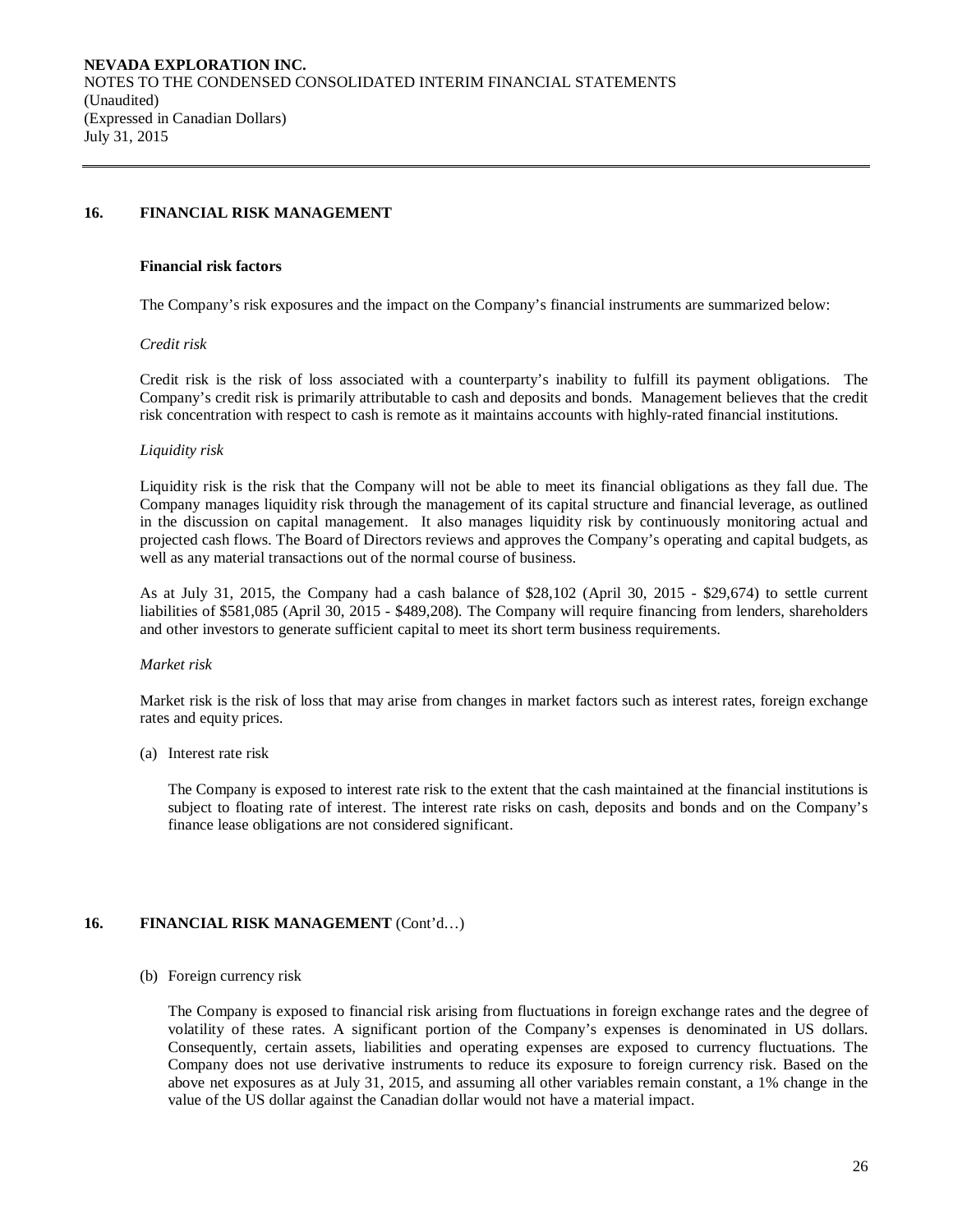## 16. FINANCIAL RISK MANAGEMENT

### Financial risk factors

The Company's risk exposures and the impact on the Company's financial instruments are summarized below:

*Credit risk*

Credit risk is the risk of loss associated with a counterparty's inability to fulfill its payment obligations. The Company's credit risk is primarily attributable to cash and deposits and bonds. Management believes that the credit risk concentration with respect to cash is remote as it maintains accounts with highly-rated financial institutions.

*Liquidity risk*

Liquidity risk is the risk that the Company will not be able to meet its financial obligations as they fall due. The Company manages liquidity risk through the management of its capital structure and financial leverage, as outlined in the discussion on capital management. It also manages liquidity risk by continuously monitoring actual and projected cash flows. The Board of Directors reviews and approves the Company's operating and capital budgets, as well as any material transactions out of the normal course of business.

As at July 31, 2015, the Company had a cash balance of $28,102 (April 30, 2015 - $29,674) to settle current liabilities of $581,085 (April 30, 2015 - $489,208). The Company will require financing from lenders, shareholders and other investors to generate sufficient capital to meet its short term business requirements.

*Market risk*

Market risk is the risk of loss that may arise from changes in market factors such as interest rates, foreign exchange rates and equity prices.

(a) Interest rate risk

The Company is exposed to interest rate risk to the extent that the cash maintained at the financial institutions is subject to floating rate of interest. The interest rate risks on cash, deposits and bonds and on the Company's finance lease obligations are not considered significant.

## 16. FINANCIAL RISK MANAGEMENT (Cont'd…)

(b) Foreign currency risk

The Company is exposed to financial risk arising from fluctuations in foreign exchange rates and the degree of volatility of these rates. A significant portion of the Company's expenses is denominated in US dollars. Consequently, certain assets, liabilities and operating expenses are exposed to currency fluctuations. The Company does not use derivative instruments to reduce its exposure to foreign currency risk. Based on the above net exposures as at July 31, 2015, and assuming all other variables remain constant, a 1% change in the value of the US dollar against the Canadian dollar would not have a material impact.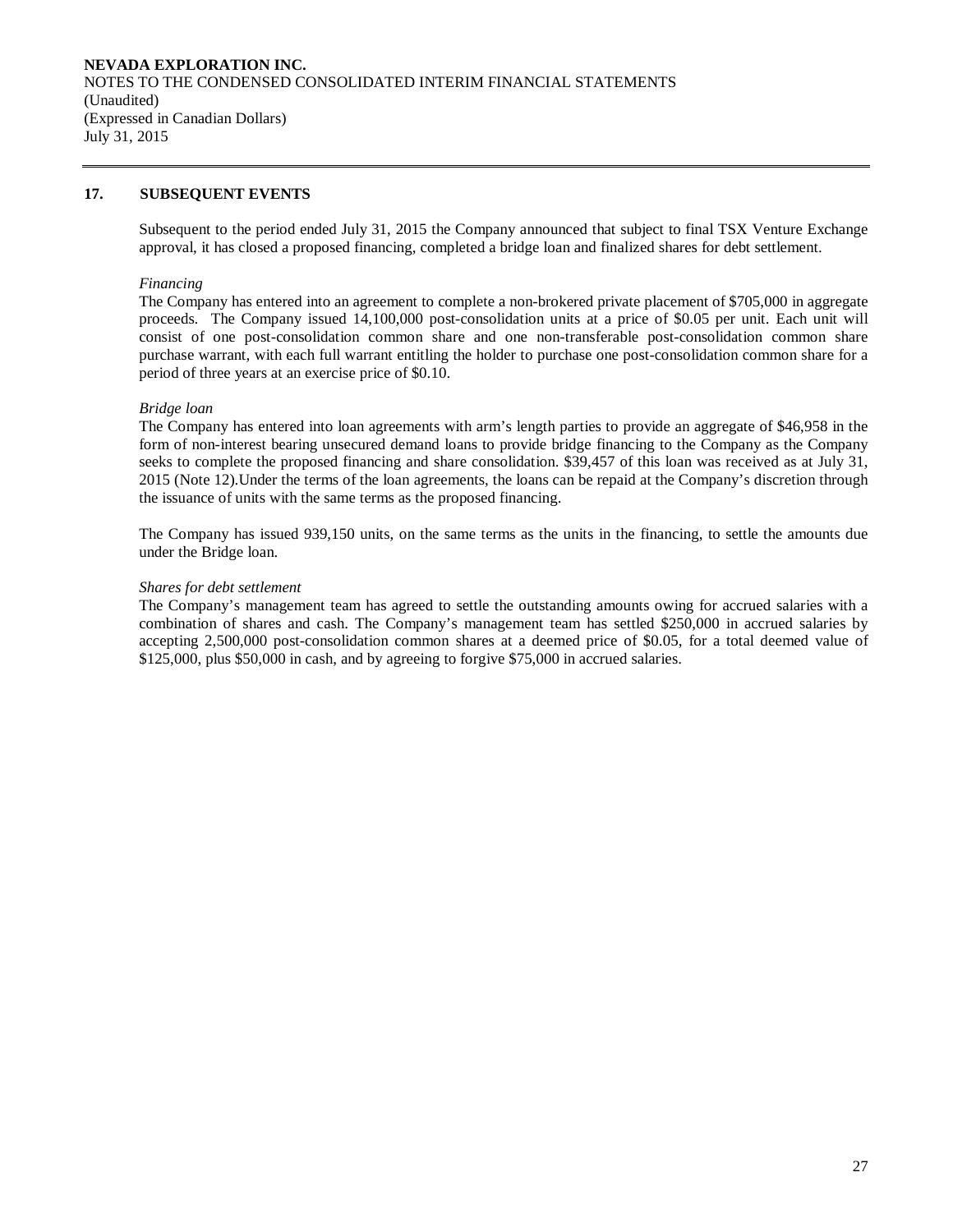## 17. SUBSEQUENT EVENTS

Subsequent to the period ended July 31, 2015 the Company announced that subject to final TSX Venture Exchange approval, it has closed a proposed financing, completed a bridge loan and finalized shares for debt settlement.

*Financing*

The Company has entered into an agreement to complete a non-brokered private placement of $705,000 in aggregate proceeds. The Company issued 14,100,000 post-consolidation units at a price of $0.05 per unit. Each unit will consist of one post-consolidation common share and one non-transferable post-consolidation common share purchase warrant, with each full warrant entitling the holder to purchase one post-consolidation common share for a period of three years at an exercise price of $0.10.

*Bridge loan*

The Company has entered into loan agreements with arm's length parties to provide an aggregate of $46,958 in the form of non-interest bearing unsecured demand loans to provide bridge financing to the Company as the Company seeks to complete the proposed financing and share consolidation. $39,457 of this loan was received as at July 31, 2015 (Note 12).Under the terms of the loan agreements, the loans can be repaid at the Company's discretion through the issuance of units with the same terms as the proposed financing.

The Company has issued 939,150 units, on the same terms as the units in the financing, to settle the amounts due under the Bridge loan.

*Shares for debt settlement*

The Company's management team has agreed to settle the outstanding amounts owing for accrued salaries with a combination of shares and cash. The Company's management team has settled $250,000 in accrued salaries by accepting 2,500,000 post-consolidation common shares at a deemed price of $0.05, for a total deemed value of $125,000, plus $50,000 in cash, and by agreeing to forgive $75,000 in accrued salaries.